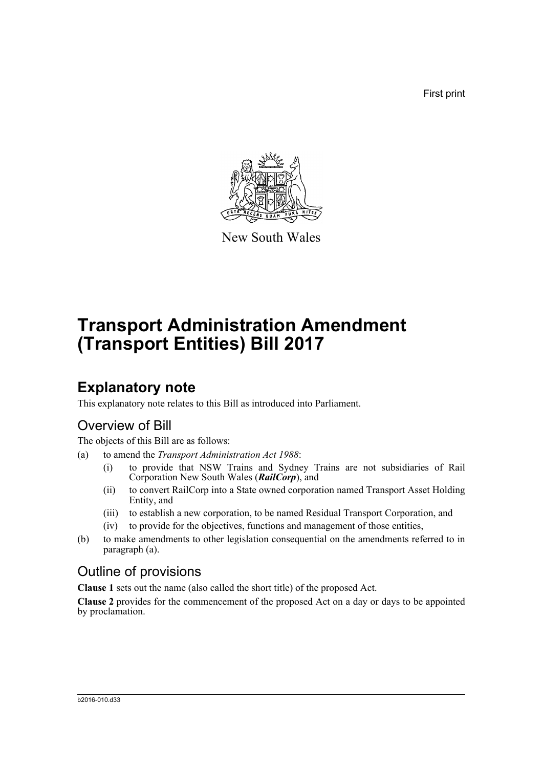First print

New South Wales

# Transport Administration Amendment (Transport Entities) Bill 2017

## Explanatory note

This explanatory note relates to this Bill as introduced into Parliament.

### Overview of Bill

The objects of this Bill are as follows:

(a) to amend the *Transport Administration Act 1988*:

  (i) to provide that NSW Trains and Sydney Trains are not subsidiaries of Rail Corporation New South Wales (***RailCorp***), and

  (ii) to convert RailCorp into a State owned corporation named Transport Asset Holding Entity, and

  (iii) to establish a new corporation, to be named Residual Transport Corporation, and

  (iv) to provide for the objectives, functions and management of those entities,

(b) to make amendments to other legislation consequential on the amendments referred to in paragraph (a).

### Outline of provisions

**Clause 1** sets out the name (also called the short title) of the proposed Act.

**Clause 2** provides for the commencement of the proposed Act on a day or days to be appointed by proclamation.

b2016-010.d33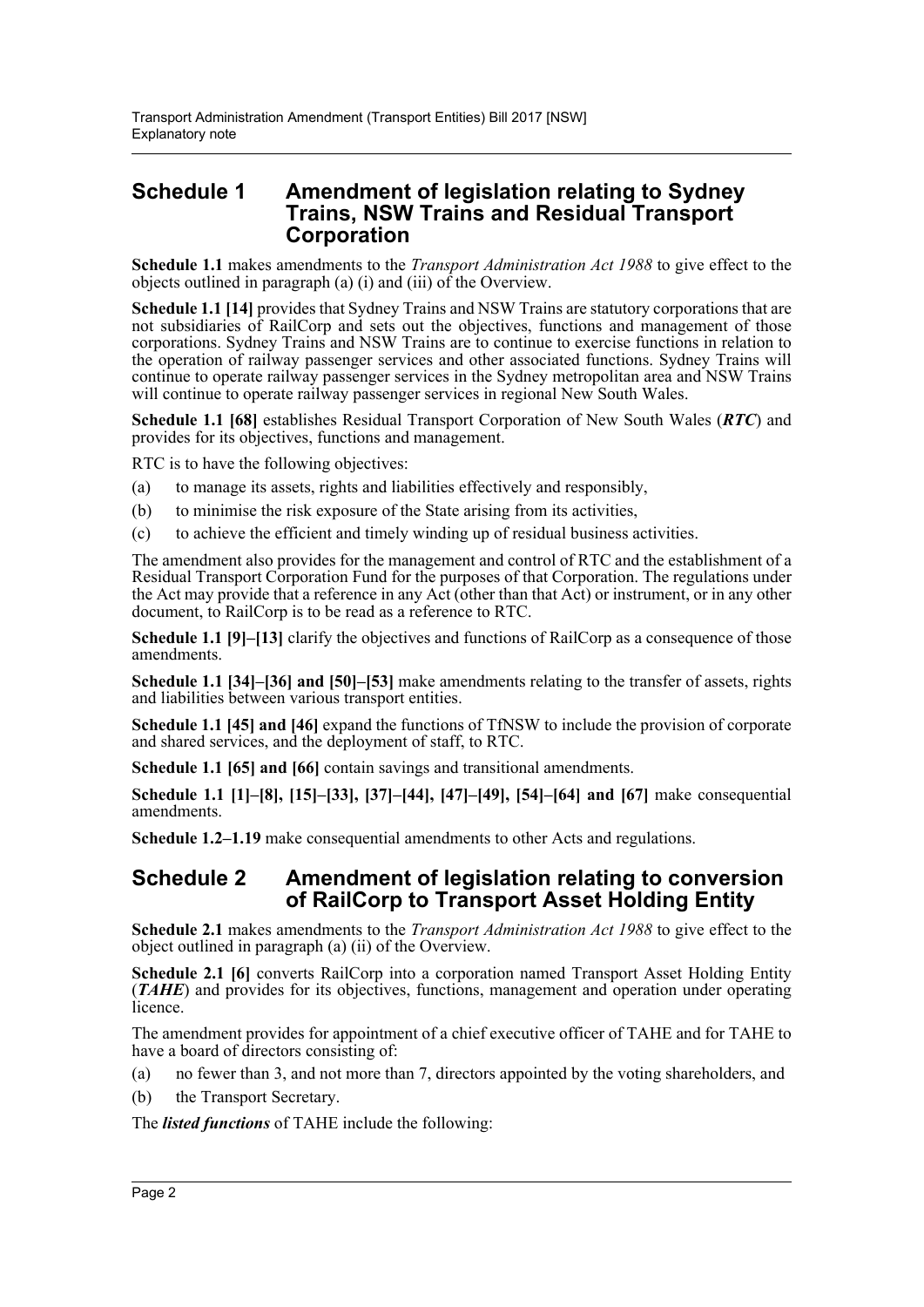## Schedule 1 Amendment of legislation relating to Sydney Trains, NSW Trains and Residual Transport Corporation

**Schedule 1.1** makes amendments to the *Transport Administration Act 1988* to give effect to the objects outlined in paragraph (a) (i) and (iii) of the Overview.

**Schedule 1.1 [14]** provides that Sydney Trains and NSW Trains are statutory corporations that are not subsidiaries of RailCorp and sets out the objectives, functions and management of those corporations. Sydney Trains and NSW Trains are to continue to exercise functions in relation to the operation of railway passenger services and other associated functions. Sydney Trains will continue to operate railway passenger services in the Sydney metropolitan area and NSW Trains will continue to operate railway passenger services in regional New South Wales.

**Schedule 1.1 [68]** establishes Residual Transport Corporation of New South Wales (***RTC***) and provides for its objectives, functions and management.

RTC is to have the following objectives:

(a) to manage its assets, rights and liabilities effectively and responsibly,

(b) to minimise the risk exposure of the State arising from its activities,

(c) to achieve the efficient and timely winding up of residual business activities.

The amendment also provides for the management and control of RTC and the establishment of a Residual Transport Corporation Fund for the purposes of that Corporation. The regulations under the Act may provide that a reference in any Act (other than that Act) or instrument, or in any other document, to RailCorp is to be read as a reference to RTC.

**Schedule 1.1 [9]–[13]** clarify the objectives and functions of RailCorp as a consequence of those amendments.

**Schedule 1.1 [34]–[36] and [50]–[53]** make amendments relating to the transfer of assets, rights and liabilities between various transport entities.

**Schedule 1.1 [45] and [46]** expand the functions of TfNSW to include the provision of corporate and shared services, and the deployment of staff, to RTC.

**Schedule 1.1 [65] and [66]** contain savings and transitional amendments.

**Schedule 1.1 [1]–[8], [15]–[33], [37]–[44], [47]–[49], [54]–[64] and [67]** make consequential amendments.

**Schedule 1.2–1.19** make consequential amendments to other Acts and regulations.

## Schedule 2 Amendment of legislation relating to conversion of RailCorp to Transport Asset Holding Entity

**Schedule 2.1** makes amendments to the *Transport Administration Act 1988* to give effect to the object outlined in paragraph (a) (ii) of the Overview.

**Schedule 2.1 [6]** converts RailCorp into a corporation named Transport Asset Holding Entity (***TAHE***) and provides for its objectives, functions, management and operation under operating licence.

The amendment provides for appointment of a chief executive officer of TAHE and for TAHE to have a board of directors consisting of:

(a) no fewer than 3, and not more than 7, directors appointed by the voting shareholders, and

(b) the Transport Secretary.

The ***listed functions*** of TAHE include the following: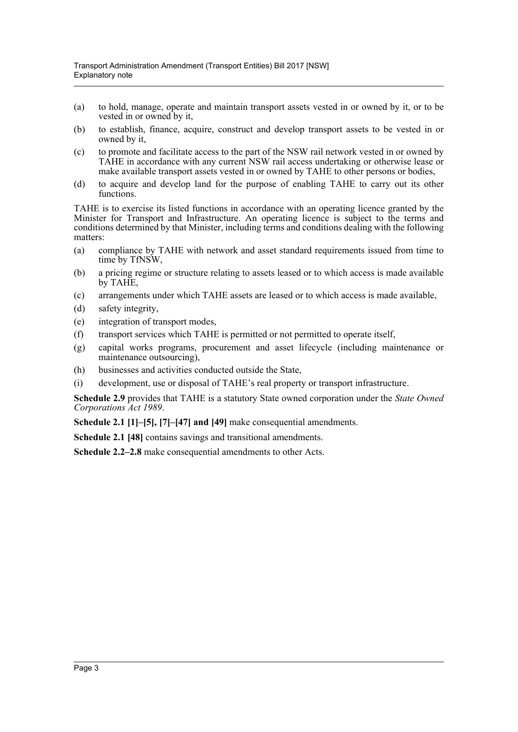(a) to hold, manage, operate and maintain transport assets vested in or owned by it, or to be vested in or owned by it,

(b) to establish, finance, acquire, construct and develop transport assets to be vested in or owned by it,

(c) to promote and facilitate access to the part of the NSW rail network vested in or owned by TAHE in accordance with any current NSW rail access undertaking or otherwise lease or make available transport assets vested in or owned by TAHE to other persons or bodies,

(d) to acquire and develop land for the purpose of enabling TAHE to carry out its other functions.

TAHE is to exercise its listed functions in accordance with an operating licence granted by the Minister for Transport and Infrastructure. An operating licence is subject to the terms and conditions determined by that Minister, including terms and conditions dealing with the following matters:

(a) compliance by TAHE with network and asset standard requirements issued from time to time by TfNSW,

(b) a pricing regime or structure relating to assets leased or to which access is made available by TAHE,

(c) arrangements under which TAHE assets are leased or to which access is made available,

(d) safety integrity,

(e) integration of transport modes,

(f) transport services which TAHE is permitted or not permitted to operate itself,

(g) capital works programs, procurement and asset lifecycle (including maintenance or maintenance outsourcing),

(h) businesses and activities conducted outside the State,

(i) development, use or disposal of TAHE's real property or transport infrastructure.

**Schedule 2.9** provides that TAHE is a statutory State owned corporation under the *State Owned Corporations Act 1989*.

**Schedule 2.1 [1]–[5], [7]–[47] and [49]** make consequential amendments.

**Schedule 2.1 [48]** contains savings and transitional amendments.

**Schedule 2.2–2.8** make consequential amendments to other Acts.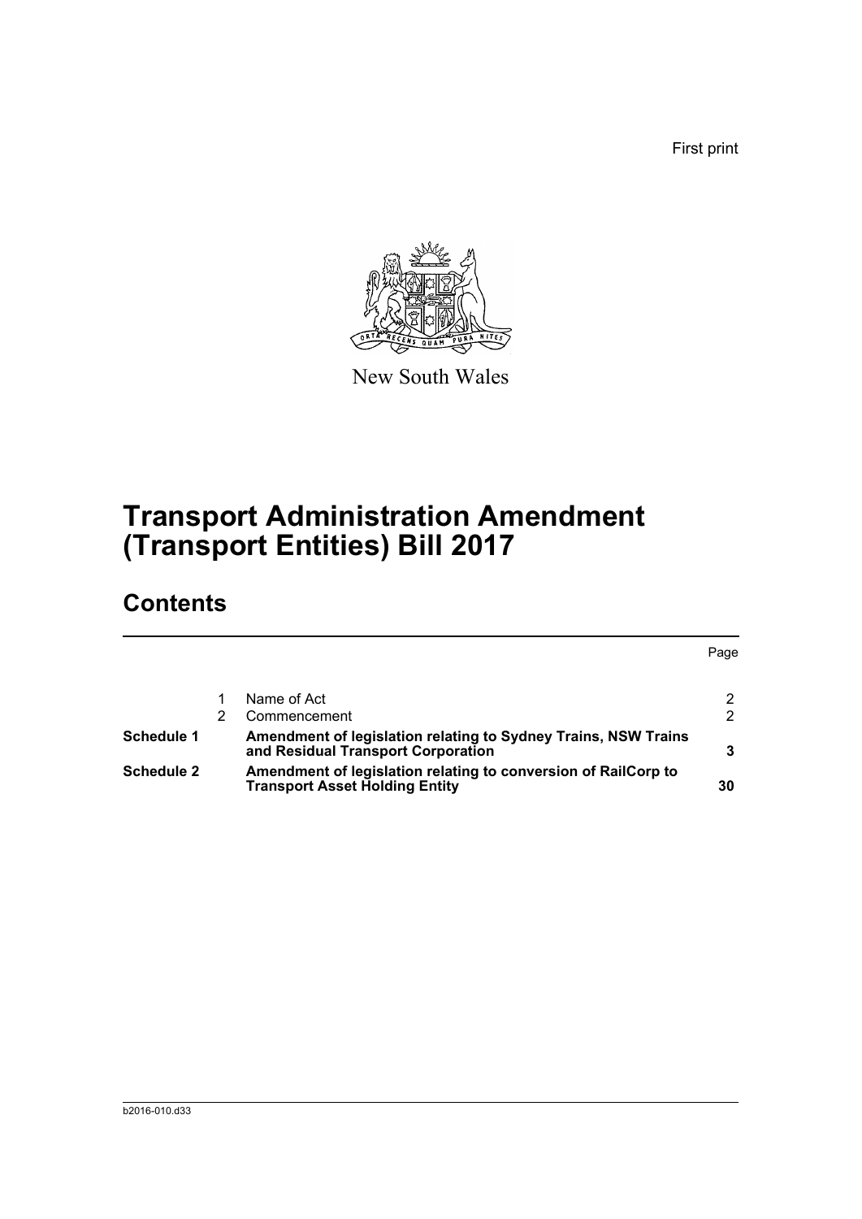First print

New South Wales

# Transport Administration Amendment (Transport Entities) Bill 2017

## Contents

| | | | Page |
|---|---|---|---|
| | 1 | Name of Act | 2 |
| | 2 | Commencement | 2 |
| **Schedule 1** | | **Amendment of legislation relating to Sydney Trains, NSW Trains and Residual Transport Corporation** | **3** |
| **Schedule 2** | | **Amendment of legislation relating to conversion of RailCorp to Transport Asset Holding Entity** | **30** |

b2016-010.d33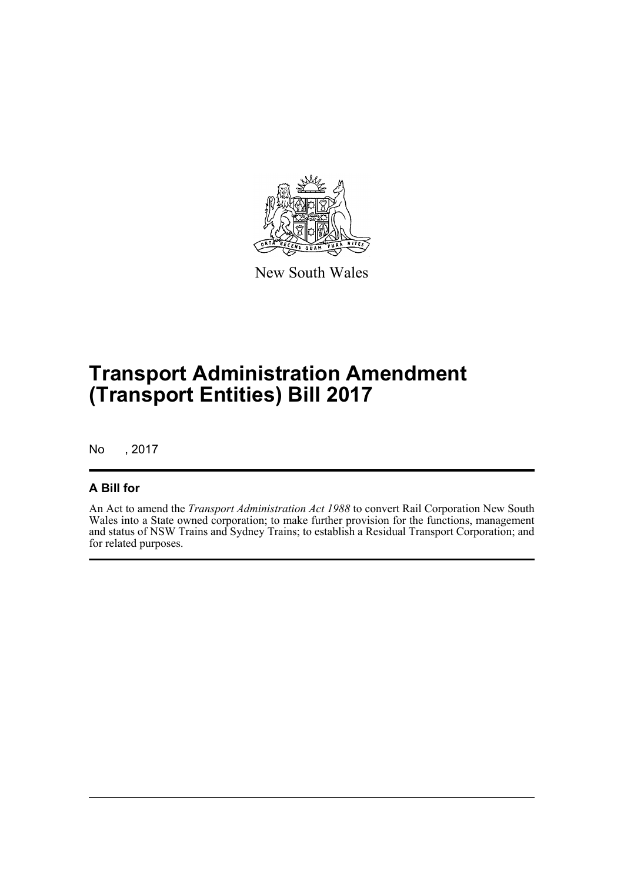New South Wales

# Transport Administration Amendment (Transport Entities) Bill 2017

No , 2017

## A Bill for

An Act to amend the *Transport Administration Act 1988* to convert Rail Corporation New South Wales into a State owned corporation; to make further provision for the functions, management and status of NSW Trains and Sydney Trains; to establish a Residual Transport Corporation; and for related purposes.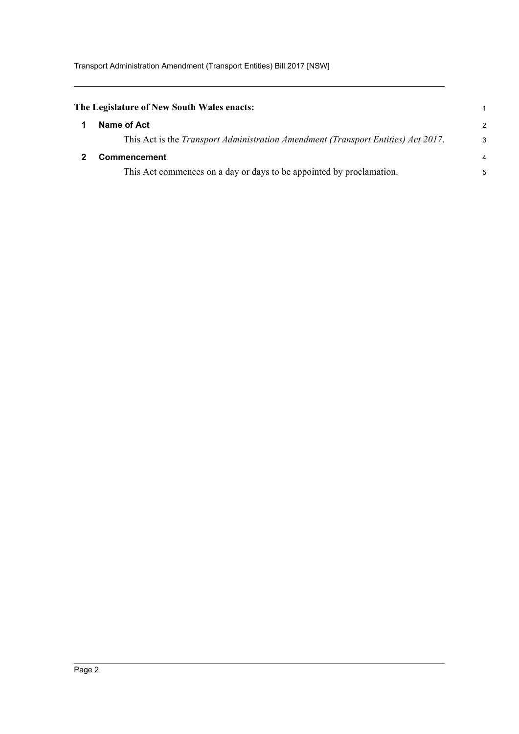**The Legislature of New South Wales enacts:**

## 1 Name of Act

This Act is the *Transport Administration Amendment (Transport Entities) Act 2017*.

## 2 Commencement

This Act commences on a day or days to be appointed by proclamation.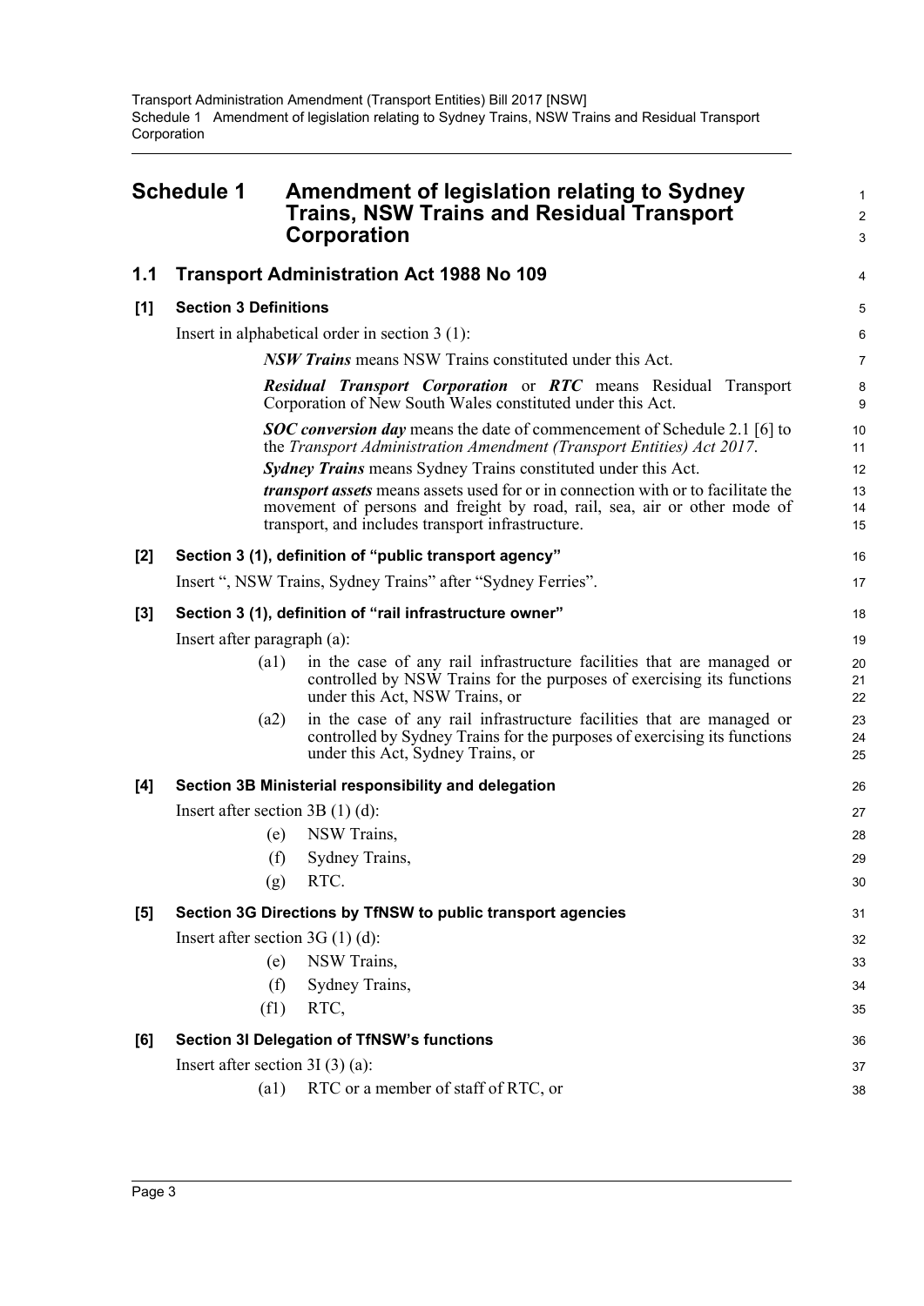# Schedule 1 Amendment of legislation relating to Sydney Trains, NSW Trains and Residual Transport Corporation

## 1.1 Transport Administration Act 1988 No 109

### [1] Section 3 Definitions

Insert in alphabetical order in section 3 (1):

> ***NSW Trains*** means NSW Trains constituted under this Act.
>
> ***Residual Transport Corporation*** or ***RTC*** means Residual Transport Corporation of New South Wales constituted under this Act.
>
> ***SOC conversion day*** means the date of commencement of Schedule 2.1 [6] to the *Transport Administration Amendment (Transport Entities) Act 2017*.
>
> ***Sydney Trains*** means Sydney Trains constituted under this Act.
>
> ***transport assets*** means assets used for or in connection with or to facilitate the movement of persons and freight by road, rail, sea, air or other mode of transport, and includes transport infrastructure.

### [2] Section 3 (1), definition of "public transport agency"

Insert ", NSW Trains, Sydney Trains" after "Sydney Ferries".

### [3] Section 3 (1), definition of "rail infrastructure owner"

Insert after paragraph (a):

> (a1) in the case of any rail infrastructure facilities that are managed or controlled by NSW Trains for the purposes of exercising its functions under this Act, NSW Trains, or
>
> (a2) in the case of any rail infrastructure facilities that are managed or controlled by Sydney Trains for the purposes of exercising its functions under this Act, Sydney Trains, or

### [4] Section 3B Ministerial responsibility and delegation

Insert after section 3B (1) (d):

> (e) NSW Trains,
>
> (f) Sydney Trains,
>
> (g) RTC.

### [5] Section 3G Directions by TfNSW to public transport agencies

Insert after section 3G (1) (d):

> (e) NSW Trains,
>
> (f) Sydney Trains,
>
> (f1) RTC,

### [6] Section 3I Delegation of TfNSW's functions

Insert after section 3I (3) (a):

> (a1) RTC or a member of staff of RTC, or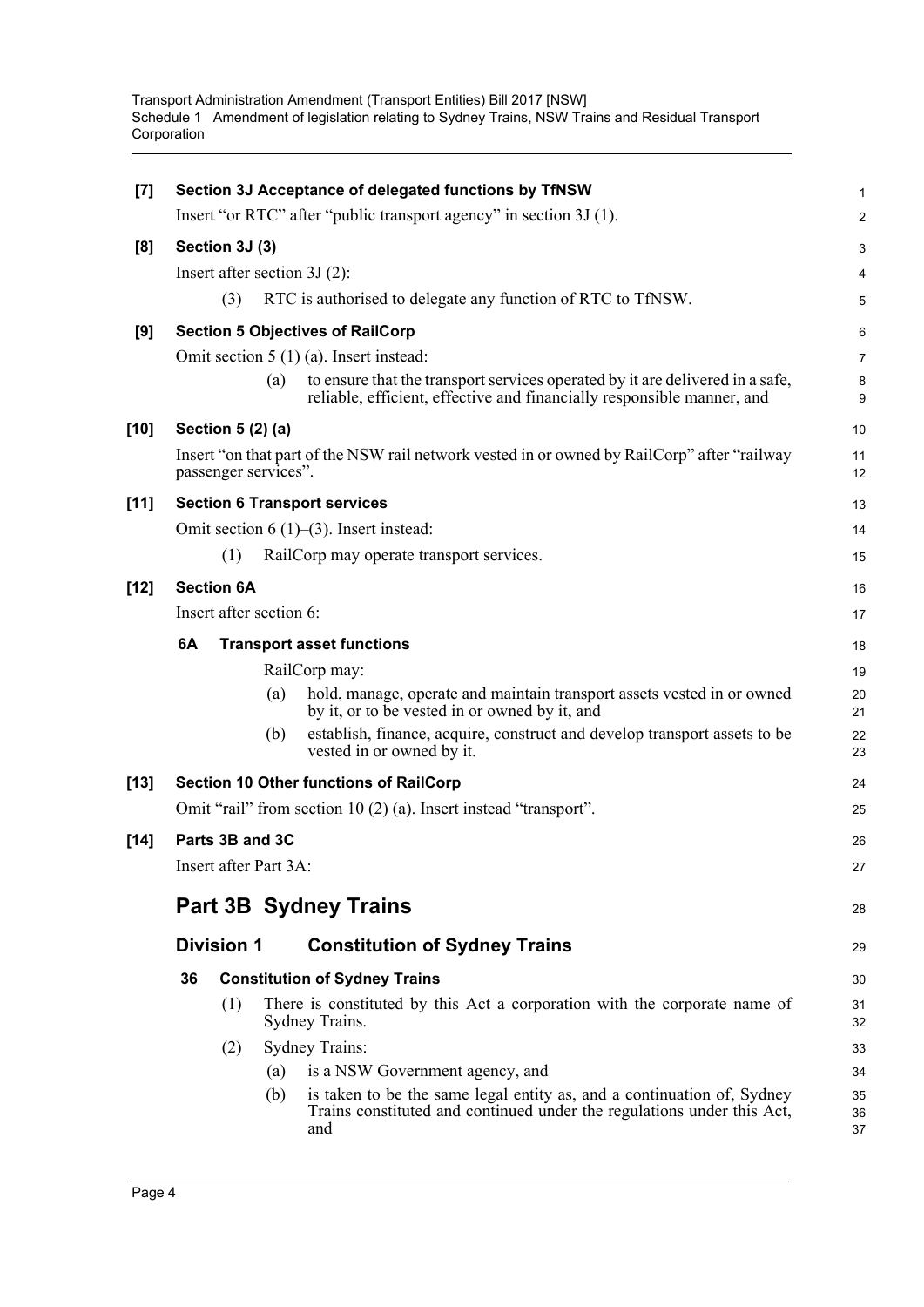**[7] Section 3J Acceptance of delegated functions by TfNSW**

Insert "or RTC" after "public transport agency" in section 3J (1).

**[8] Section 3J (3)**

Insert after section 3J (2):

(3) RTC is authorised to delegate any function of RTC to TfNSW.

**[9] Section 5 Objectives of RailCorp**

Omit section 5 (1) (a). Insert instead:

(a) to ensure that the transport services operated by it are delivered in a safe, reliable, efficient, effective and financially responsible manner, and

**[10] Section 5 (2) (a)**

Insert "on that part of the NSW rail network vested in or owned by RailCorp" after "railway passenger services".

**[11] Section 6 Transport services**

Omit section 6 (1)–(3). Insert instead:

(1) RailCorp may operate transport services.

**[12] Section 6A**

Insert after section 6:

**6A Transport asset functions**

RailCorp may:

(a) hold, manage, operate and maintain transport assets vested in or owned by it, or to be vested in or owned by it, and

(b) establish, finance, acquire, construct and develop transport assets to be vested in or owned by it.

**[13] Section 10 Other functions of RailCorp**

Omit "rail" from section 10 (2) (a). Insert instead "transport".

**[14] Parts 3B and 3C**

Insert after Part 3A:

## Part 3B Sydney Trains

### Division 1 Constitution of Sydney Trains

**36 Constitution of Sydney Trains**

(1) There is constituted by this Act a corporation with the corporate name of Sydney Trains.

(2) Sydney Trains:

(a) is a NSW Government agency, and

(b) is taken to be the same legal entity as, and a continuation of, Sydney Trains constituted and continued under the regulations under this Act, and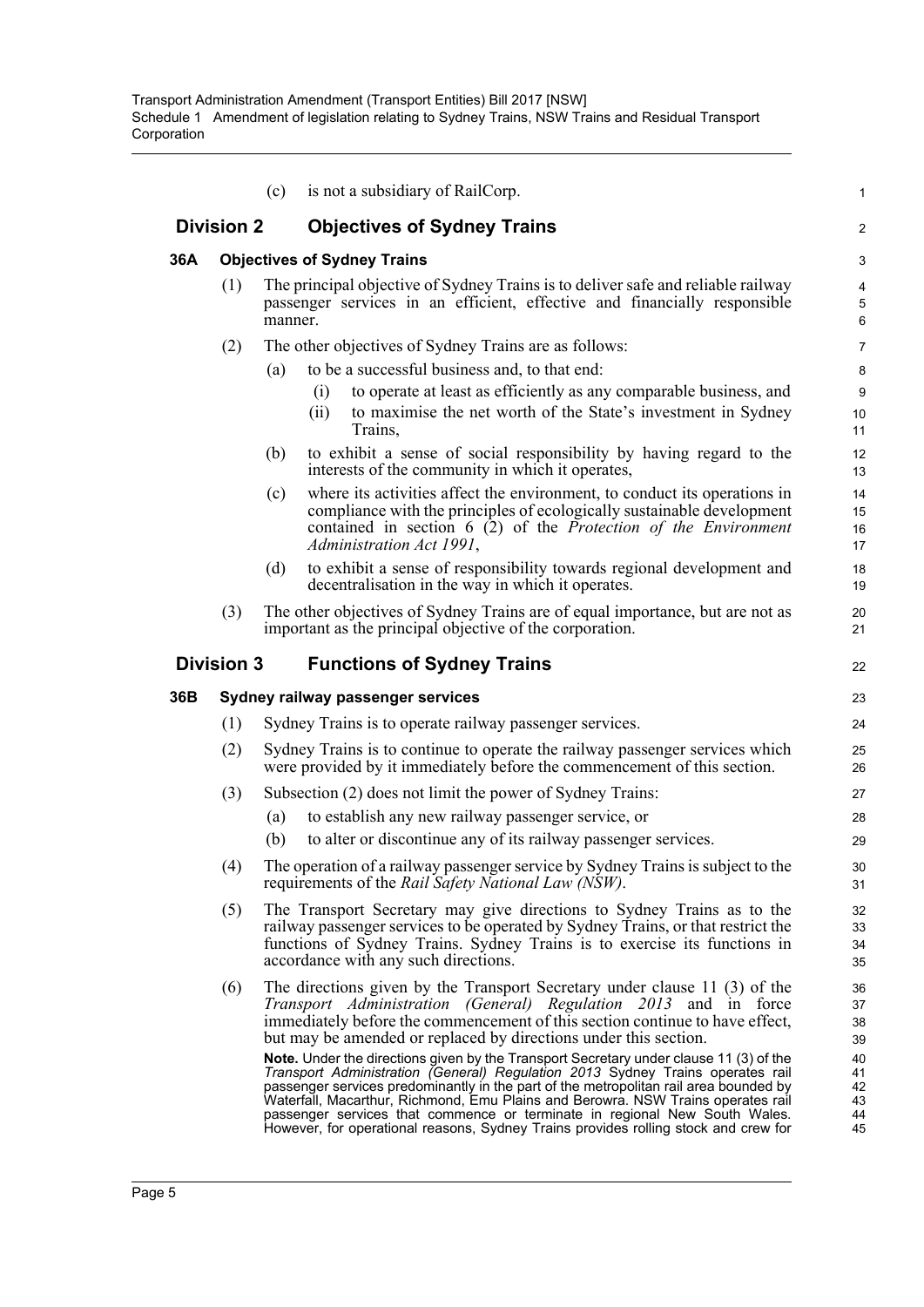(c) is not a subsidiary of RailCorp.

## Division 2 Objectives of Sydney Trains

### 36A Objectives of Sydney Trains

(1) The principal objective of Sydney Trains is to deliver safe and reliable railway passenger services in an efficient, effective and financially responsible manner.

(2) The other objectives of Sydney Trains are as follows:

(a) to be a successful business and, to that end:

(i) to operate at least as efficiently as any comparable business, and

(ii) to maximise the net worth of the State's investment in Sydney Trains,

(b) to exhibit a sense of social responsibility by having regard to the interests of the community in which it operates,

(c) where its activities affect the environment, to conduct its operations in compliance with the principles of ecologically sustainable development contained in section 6 (2) of the *Protection of the Environment Administration Act 1991*,

(d) to exhibit a sense of responsibility towards regional development and decentralisation in the way in which it operates.

(3) The other objectives of Sydney Trains are of equal importance, but are not as important as the principal objective of the corporation.

## Division 3 Functions of Sydney Trains

### 36B Sydney railway passenger services

(1) Sydney Trains is to operate railway passenger services.

(2) Sydney Trains is to continue to operate the railway passenger services which were provided by it immediately before the commencement of this section.

(3) Subsection (2) does not limit the power of Sydney Trains:

(a) to establish any new railway passenger service, or

(b) to alter or discontinue any of its railway passenger services.

(4) The operation of a railway passenger service by Sydney Trains is subject to the requirements of the *Rail Safety National Law (NSW)*.

(5) The Transport Secretary may give directions to Sydney Trains as to the railway passenger services to be operated by Sydney Trains, or that restrict the functions of Sydney Trains. Sydney Trains is to exercise its functions in accordance with any such directions.

(6) The directions given by the Transport Secretary under clause 11 (3) of the *Transport Administration (General) Regulation 2013* and in force immediately before the commencement of this section continue to have effect, but may be amended or replaced by directions under this section.

**Note.** Under the directions given by the Transport Secretary under clause 11 (3) of the *Transport Administration (General) Regulation 2013* Sydney Trains operates rail passenger services predominantly in the part of the metropolitan rail area bounded by Waterfall, Macarthur, Richmond, Emu Plains and Berowra. NSW Trains operates rail passenger services that commence or terminate in regional New South Wales. However, for operational reasons, Sydney Trains provides rolling stock and crew for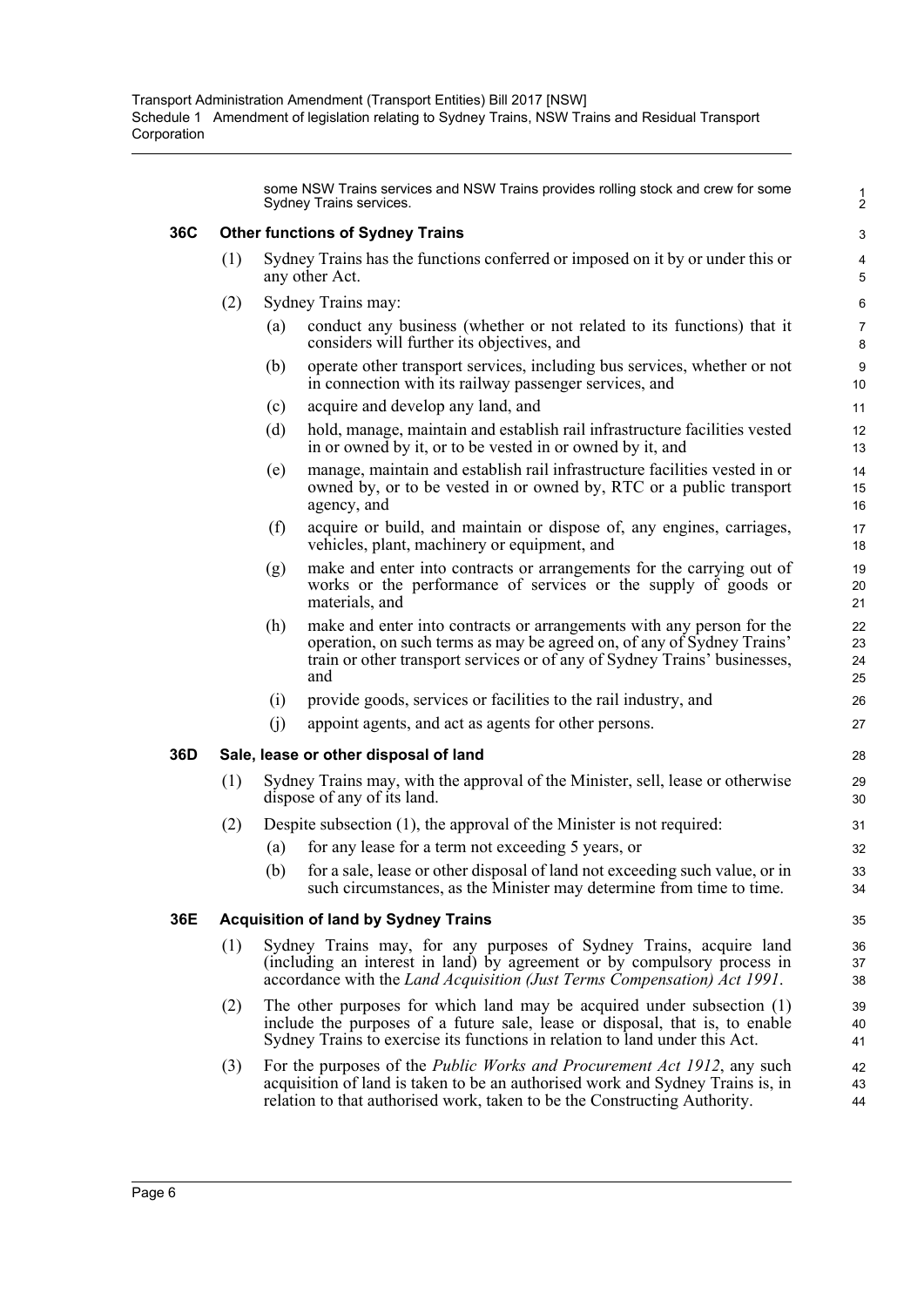some NSW Trains services and NSW Trains provides rolling stock and crew for some Sydney Trains services.

### 36C Other functions of Sydney Trains

(1) Sydney Trains has the functions conferred or imposed on it by or under this or any other Act.

(2) Sydney Trains may:

(a) conduct any business (whether or not related to its functions) that it considers will further its objectives, and

(b) operate other transport services, including bus services, whether or not in connection with its railway passenger services, and

(c) acquire and develop any land, and

(d) hold, manage, maintain and establish rail infrastructure facilities vested in or owned by it, or to be vested in or owned by it, and

(e) manage, maintain and establish rail infrastructure facilities vested in or owned by, or to be vested in or owned by, RTC or a public transport agency, and

(f) acquire or build, and maintain or dispose of, any engines, carriages, vehicles, plant, machinery or equipment, and

(g) make and enter into contracts or arrangements for the carrying out of works or the performance of services or the supply of goods or materials, and

(h) make and enter into contracts or arrangements with any person for the operation, on such terms as may be agreed on, of any of Sydney Trains' train or other transport services or of any of Sydney Trains' businesses, and

(i) provide goods, services or facilities to the rail industry, and

(j) appoint agents, and act as agents for other persons.

### 36D Sale, lease or other disposal of land

(1) Sydney Trains may, with the approval of the Minister, sell, lease or otherwise dispose of any of its land.

(2) Despite subsection (1), the approval of the Minister is not required:

(a) for any lease for a term not exceeding 5 years, or

(b) for a sale, lease or other disposal of land not exceeding such value, or in such circumstances, as the Minister may determine from time to time.

### 36E Acquisition of land by Sydney Trains

(1) Sydney Trains may, for any purposes of Sydney Trains, acquire land (including an interest in land) by agreement or by compulsory process in accordance with the *Land Acquisition (Just Terms Compensation) Act 1991*.

(2) The other purposes for which land may be acquired under subsection (1) include the purposes of a future sale, lease or disposal, that is, to enable Sydney Trains to exercise its functions in relation to land under this Act.

(3) For the purposes of the *Public Works and Procurement Act 1912*, any such acquisition of land is taken to be an authorised work and Sydney Trains is, in relation to that authorised work, taken to be the Constructing Authority.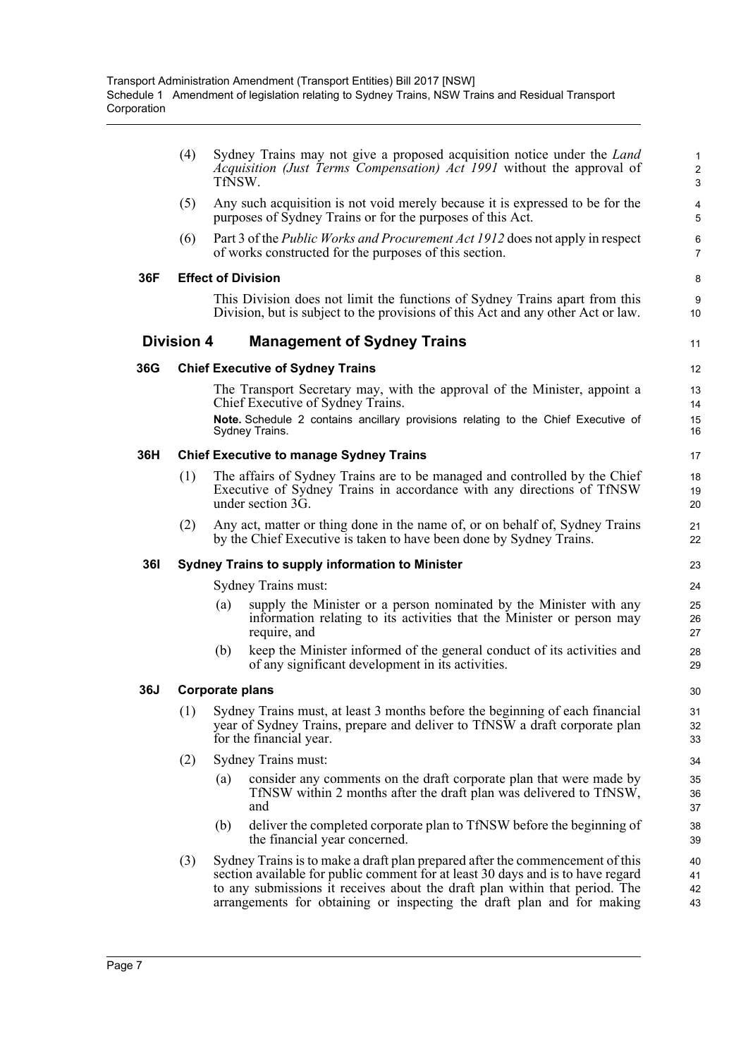(4) Sydney Trains may not give a proposed acquisition notice under the *Land Acquisition (Just Terms Compensation) Act 1991* without the approval of TfNSW.

(5) Any such acquisition is not void merely because it is expressed to be for the purposes of Sydney Trains or for the purposes of this Act.

(6) Part 3 of the *Public Works and Procurement Act 1912* does not apply in respect of works constructed for the purposes of this section.

**36F Effect of Division**

This Division does not limit the functions of Sydney Trains apart from this Division, but is subject to the provisions of this Act and any other Act or law.

## Division 4 Management of Sydney Trains

**36G Chief Executive of Sydney Trains**

The Transport Secretary may, with the approval of the Minister, appoint a Chief Executive of Sydney Trains.

**Note.** Schedule 2 contains ancillary provisions relating to the Chief Executive of Sydney Trains.

**36H Chief Executive to manage Sydney Trains**

(1) The affairs of Sydney Trains are to be managed and controlled by the Chief Executive of Sydney Trains in accordance with any directions of TfNSW under section 3G.

(2) Any act, matter or thing done in the name of, or on behalf of, Sydney Trains by the Chief Executive is taken to have been done by Sydney Trains.

**36I Sydney Trains to supply information to Minister**

Sydney Trains must:

(a) supply the Minister or a person nominated by the Minister with any information relating to its activities that the Minister or person may require, and

(b) keep the Minister informed of the general conduct of its activities and of any significant development in its activities.

**36J Corporate plans**

(1) Sydney Trains must, at least 3 months before the beginning of each financial year of Sydney Trains, prepare and deliver to TfNSW a draft corporate plan for the financial year.

(2) Sydney Trains must:

(a) consider any comments on the draft corporate plan that were made by TfNSW within 2 months after the draft plan was delivered to TfNSW, and

(b) deliver the completed corporate plan to TfNSW before the beginning of the financial year concerned.

(3) Sydney Trains is to make a draft plan prepared after the commencement of this section available for public comment for at least 30 days and is to have regard to any submissions it receives about the draft plan within that period. The arrangements for obtaining or inspecting the draft plan and for making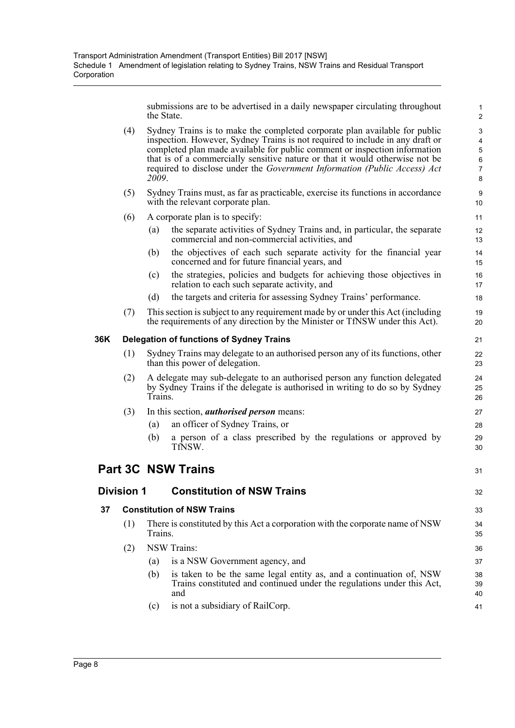submissions are to be advertised in a daily newspaper circulating throughout the State.

(4) Sydney Trains is to make the completed corporate plan available for public inspection. However, Sydney Trains is not required to include in any draft or completed plan made available for public comment or inspection information that is of a commercially sensitive nature or that it would otherwise not be required to disclose under the *Government Information (Public Access) Act 2009*.

(5) Sydney Trains must, as far as practicable, exercise its functions in accordance with the relevant corporate plan.

(6) A corporate plan is to specify:

(a) the separate activities of Sydney Trains and, in particular, the separate commercial and non-commercial activities, and

(b) the objectives of each such separate activity for the financial year concerned and for future financial years, and

(c) the strategies, policies and budgets for achieving those objectives in relation to each such separate activity, and

(d) the targets and criteria for assessing Sydney Trains' performance.

(7) This section is subject to any requirement made by or under this Act (including the requirements of any direction by the Minister or TfNSW under this Act).

**36K Delegation of functions of Sydney Trains**

(1) Sydney Trains may delegate to an authorised person any of its functions, other than this power of delegation.

(2) A delegate may sub-delegate to an authorised person any function delegated by Sydney Trains if the delegate is authorised in writing to do so by Sydney Trains.

(3) In this section, ***authorised person*** means:

(a) an officer of Sydney Trains, or

(b) a person of a class prescribed by the regulations or approved by TfNSW.

## Part 3C NSW Trains

### Division 1 Constitution of NSW Trains

**37 Constitution of NSW Trains**

(1) There is constituted by this Act a corporation with the corporate name of NSW Trains.

(2) NSW Trains:

(a) is a NSW Government agency, and

(b) is taken to be the same legal entity as, and a continuation of, NSW Trains constituted and continued under the regulations under this Act, and

(c) is not a subsidiary of RailCorp.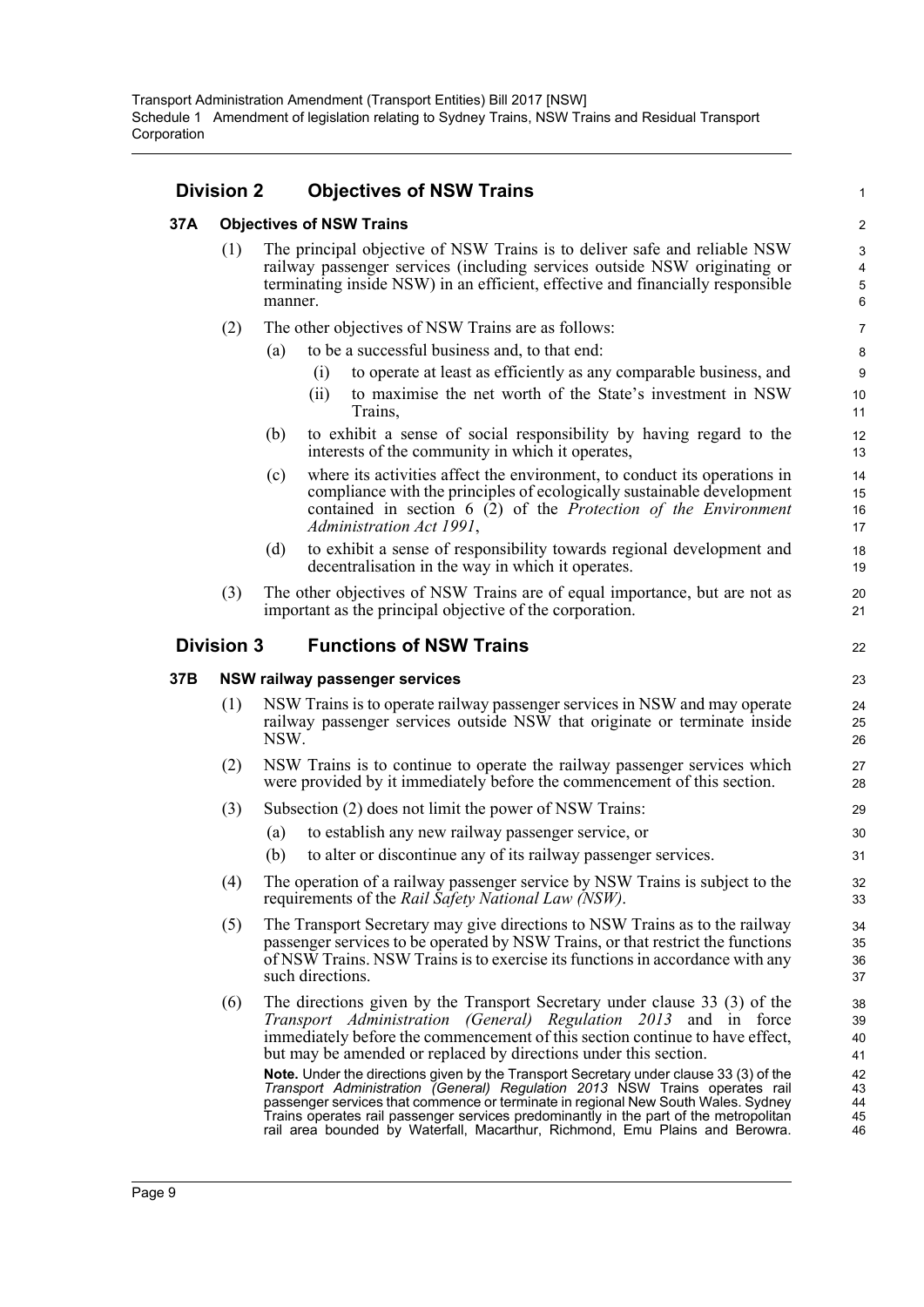## Division 2 Objectives of NSW Trains

### 37A Objectives of NSW Trains

(1) The principal objective of NSW Trains is to deliver safe and reliable NSW railway passenger services (including services outside NSW originating or terminating inside NSW) in an efficient, effective and financially responsible manner.

(2) The other objectives of NSW Trains are as follows:

(a) to be a successful business and, to that end:

(i) to operate at least as efficiently as any comparable business, and

(ii) to maximise the net worth of the State's investment in NSW Trains,

(b) to exhibit a sense of social responsibility by having regard to the interests of the community in which it operates,

(c) where its activities affect the environment, to conduct its operations in compliance with the principles of ecologically sustainable development contained in section 6 (2) of the *Protection of the Environment Administration Act 1991*,

(d) to exhibit a sense of responsibility towards regional development and decentralisation in the way in which it operates.

(3) The other objectives of NSW Trains are of equal importance, but are not as important as the principal objective of the corporation.

## Division 3 Functions of NSW Trains

### 37B NSW railway passenger services

(1) NSW Trains is to operate railway passenger services in NSW and may operate railway passenger services outside NSW that originate or terminate inside NSW.

(2) NSW Trains is to continue to operate the railway passenger services which were provided by it immediately before the commencement of this section.

(3) Subsection (2) does not limit the power of NSW Trains:

(a) to establish any new railway passenger service, or

(b) to alter or discontinue any of its railway passenger services.

(4) The operation of a railway passenger service by NSW Trains is subject to the requirements of the *Rail Safety National Law (NSW)*.

(5) The Transport Secretary may give directions to NSW Trains as to the railway passenger services to be operated by NSW Trains, or that restrict the functions of NSW Trains. NSW Trains is to exercise its functions in accordance with any such directions.

(6) The directions given by the Transport Secretary under clause 33 (3) of the *Transport Administration (General) Regulation 2013* and in force immediately before the commencement of this section continue to have effect, but may be amended or replaced by directions under this section.

**Note.** Under the directions given by the Transport Secretary under clause 33 (3) of the *Transport Administration (General) Regulation 2013* NSW Trains operates rail passenger services that commence or terminate in regional New South Wales. Sydney Trains operates rail passenger services predominantly in the part of the metropolitan rail area bounded by Waterfall, Macarthur, Richmond, Emu Plains and Berowra.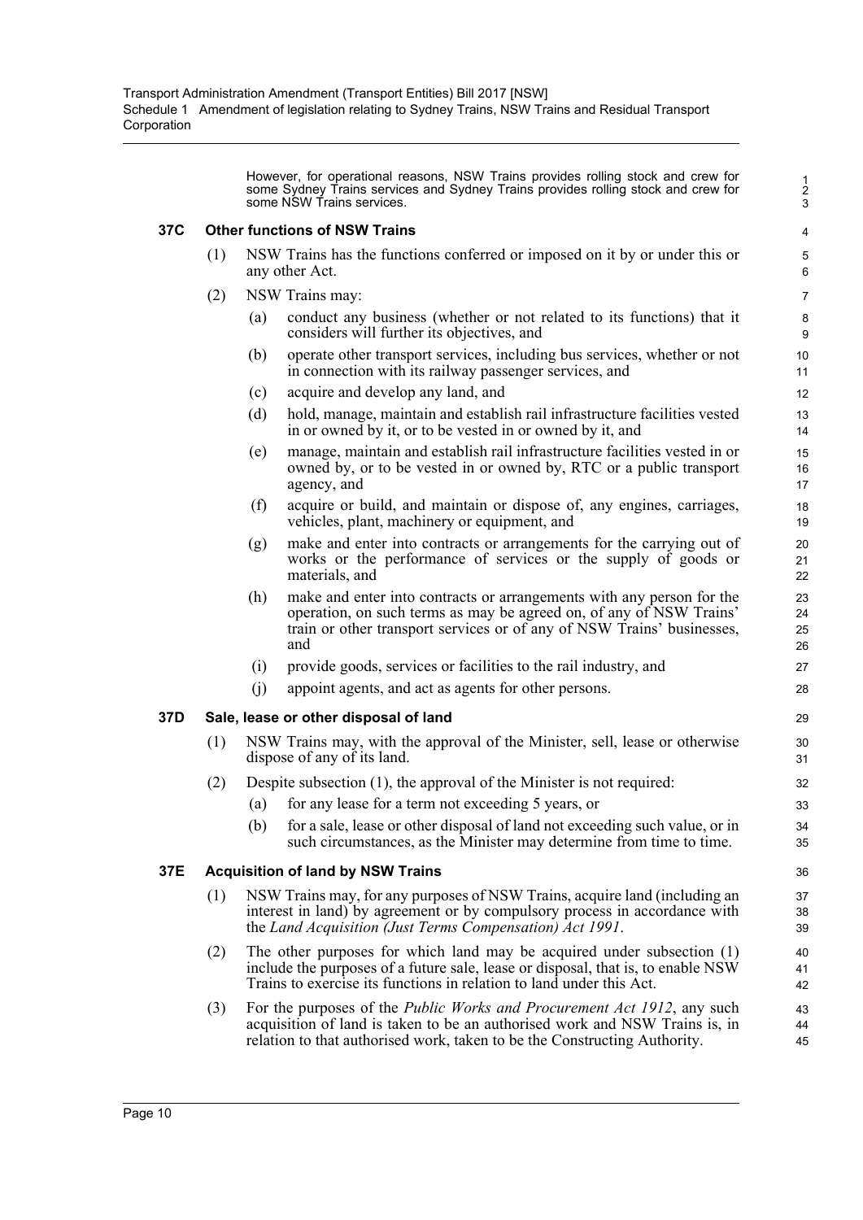However, for operational reasons, NSW Trains provides rolling stock and crew for some Sydney Trains services and Sydney Trains provides rolling stock and crew for some NSW Trains services.

### 37C Other functions of NSW Trains

(1) NSW Trains has the functions conferred or imposed on it by or under this or any other Act.

(2) NSW Trains may:

(a) conduct any business (whether or not related to its functions) that it considers will further its objectives, and

(b) operate other transport services, including bus services, whether or not in connection with its railway passenger services, and

(c) acquire and develop any land, and

(d) hold, manage, maintain and establish rail infrastructure facilities vested in or owned by it, or to be vested in or owned by it, and

(e) manage, maintain and establish rail infrastructure facilities vested in or owned by, or to be vested in or owned by, RTC or a public transport agency, and

(f) acquire or build, and maintain or dispose of, any engines, carriages, vehicles, plant, machinery or equipment, and

(g) make and enter into contracts or arrangements for the carrying out of works or the performance of services or the supply of goods or materials, and

(h) make and enter into contracts or arrangements with any person for the operation, on such terms as may be agreed on, of any of NSW Trains' train or other transport services or of any of NSW Trains' businesses, and

(i) provide goods, services or facilities to the rail industry, and

(j) appoint agents, and act as agents for other persons.

### 37D Sale, lease or other disposal of land

(1) NSW Trains may, with the approval of the Minister, sell, lease or otherwise dispose of any of its land.

(2) Despite subsection (1), the approval of the Minister is not required:

(a) for any lease for a term not exceeding 5 years, or

(b) for a sale, lease or other disposal of land not exceeding such value, or in such circumstances, as the Minister may determine from time to time.

### 37E Acquisition of land by NSW Trains

(1) NSW Trains may, for any purposes of NSW Trains, acquire land (including an interest in land) by agreement or by compulsory process in accordance with the *Land Acquisition (Just Terms Compensation) Act 1991*.

(2) The other purposes for which land may be acquired under subsection (1) include the purposes of a future sale, lease or disposal, that is, to enable NSW Trains to exercise its functions in relation to land under this Act.

(3) For the purposes of the *Public Works and Procurement Act 1912*, any such acquisition of land is taken to be an authorised work and NSW Trains is, in relation to that authorised work, taken to be the Constructing Authority.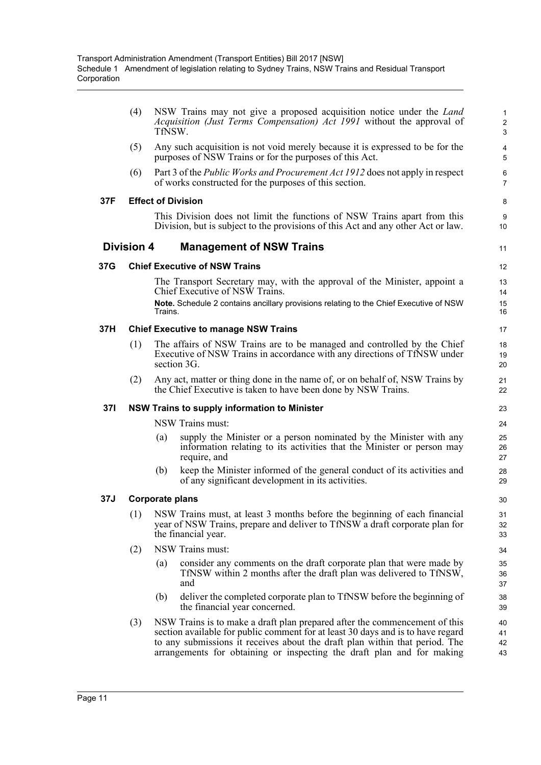(4) NSW Trains may not give a proposed acquisition notice under the *Land Acquisition (Just Terms Compensation) Act 1991* without the approval of TfNSW.

(5) Any such acquisition is not void merely because it is expressed to be for the purposes of NSW Trains or for the purposes of this Act.

(6) Part 3 of the *Public Works and Procurement Act 1912* does not apply in respect of works constructed for the purposes of this section.

**37F Effect of Division**

This Division does not limit the functions of NSW Trains apart from this Division, but is subject to the provisions of this Act and any other Act or law.

## Division 4 Management of NSW Trains

**37G Chief Executive of NSW Trains**

The Transport Secretary may, with the approval of the Minister, appoint a Chief Executive of NSW Trains.

**Note.** Schedule 2 contains ancillary provisions relating to the Chief Executive of NSW Trains.

**37H Chief Executive to manage NSW Trains**

(1) The affairs of NSW Trains are to be managed and controlled by the Chief Executive of NSW Trains in accordance with any directions of TfNSW under section 3G.

(2) Any act, matter or thing done in the name of, or on behalf of, NSW Trains by the Chief Executive is taken to have been done by NSW Trains.

**37I NSW Trains to supply information to Minister**

NSW Trains must:

(a) supply the Minister or a person nominated by the Minister with any information relating to its activities that the Minister or person may require, and

(b) keep the Minister informed of the general conduct of its activities and of any significant development in its activities.

**37J Corporate plans**

(1) NSW Trains must, at least 3 months before the beginning of each financial year of NSW Trains, prepare and deliver to TfNSW a draft corporate plan for the financial year.

(2) NSW Trains must:

(a) consider any comments on the draft corporate plan that were made by TfNSW within 2 months after the draft plan was delivered to TfNSW, and

(b) deliver the completed corporate plan to TfNSW before the beginning of the financial year concerned.

(3) NSW Trains is to make a draft plan prepared after the commencement of this section available for public comment for at least 30 days and is to have regard to any submissions it receives about the draft plan within that period. The arrangements for obtaining or inspecting the draft plan and for making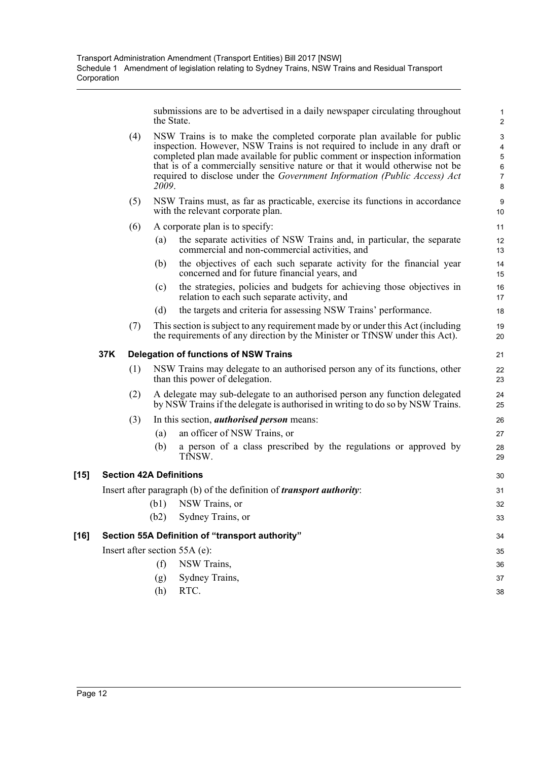submissions are to be advertised in a daily newspaper circulating throughout the State.

(4) NSW Trains is to make the completed corporate plan available for public inspection. However, NSW Trains is not required to include in any draft or completed plan made available for public comment or inspection information that is of a commercially sensitive nature or that it would otherwise not be required to disclose under the *Government Information (Public Access) Act 2009*.

(5) NSW Trains must, as far as practicable, exercise its functions in accordance with the relevant corporate plan.

(6) A corporate plan is to specify:

- (a) the separate activities of NSW Trains and, in particular, the separate commercial and non-commercial activities, and
- (b) the objectives of each such separate activity for the financial year concerned and for future financial years, and
- (c) the strategies, policies and budgets for achieving those objectives in relation to each such separate activity, and
- (d) the targets and criteria for assessing NSW Trains' performance.

(7) This section is subject to any requirement made by or under this Act (including the requirements of any direction by the Minister or TfNSW under this Act).

**37K Delegation of functions of NSW Trains**

(1) NSW Trains may delegate to an authorised person any of its functions, other than this power of delegation.

(2) A delegate may sub-delegate to an authorised person any function delegated by NSW Trains if the delegate is authorised in writing to do so by NSW Trains.

(3) In this section, ***authorised person*** means:

- (a) an officer of NSW Trains, or
- (b) a person of a class prescribed by the regulations or approved by TfNSW.

**[15] Section 42A Definitions**

Insert after paragraph (b) of the definition of ***transport authority***:

- (b1) NSW Trains, or
- (b2) Sydney Trains, or

**[16] Section 55A Definition of "transport authority"**

Insert after section 55A (e):

- (f) NSW Trains,
- (g) Sydney Trains,
- (h) RTC.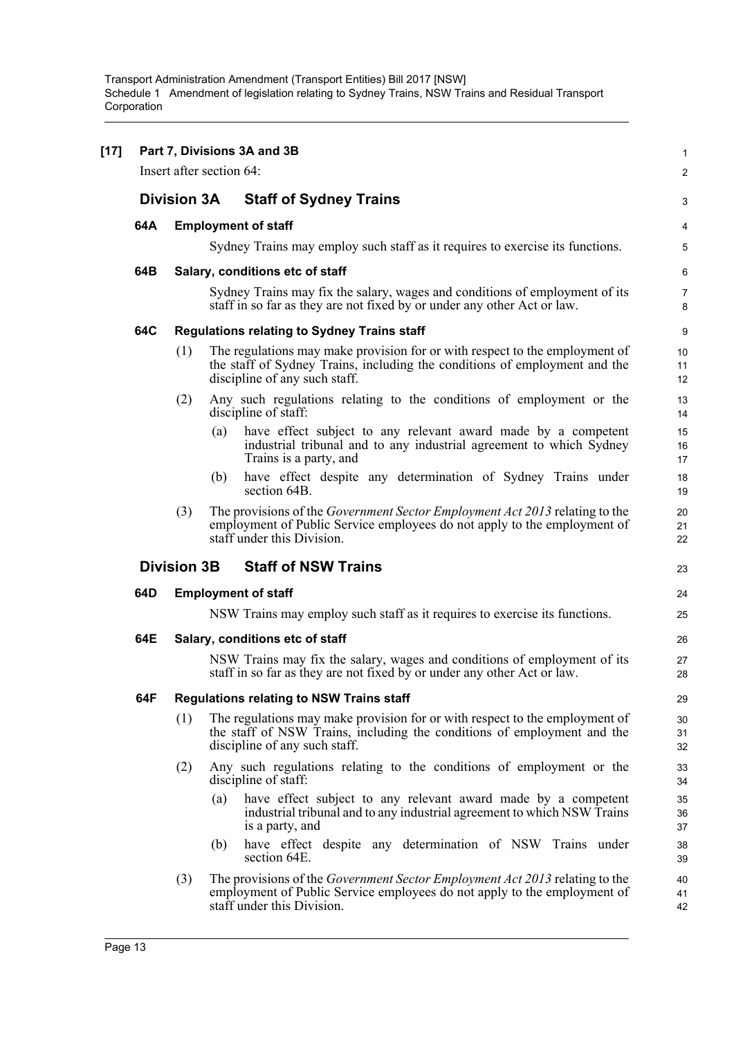**[17] Part 7, Divisions 3A and 3B**

Insert after section 64:

## Division 3A Staff of Sydney Trains

### 64A Employment of staff

Sydney Trains may employ such staff as it requires to exercise its functions.

### 64B Salary, conditions etc of staff

Sydney Trains may fix the salary, wages and conditions of employment of its staff in so far as they are not fixed by or under any other Act or law.

### 64C Regulations relating to Sydney Trains staff

(1) The regulations may make provision for or with respect to the employment of the staff of Sydney Trains, including the conditions of employment and the discipline of any such staff.

(2) Any such regulations relating to the conditions of employment or the discipline of staff:

(a) have effect subject to any relevant award made by a competent industrial tribunal and to any industrial agreement to which Sydney Trains is a party, and

(b) have effect despite any determination of Sydney Trains under section 64B.

(3) The provisions of the *Government Sector Employment Act 2013* relating to the employment of Public Service employees do not apply to the employment of staff under this Division.

## Division 3B Staff of NSW Trains

### 64D Employment of staff

NSW Trains may employ such staff as it requires to exercise its functions.

### 64E Salary, conditions etc of staff

NSW Trains may fix the salary, wages and conditions of employment of its staff in so far as they are not fixed by or under any other Act or law.

### 64F Regulations relating to NSW Trains staff

(1) The regulations may make provision for or with respect to the employment of the staff of NSW Trains, including the conditions of employment and the discipline of any such staff.

(2) Any such regulations relating to the conditions of employment or the discipline of staff:

(a) have effect subject to any relevant award made by a competent industrial tribunal and to any industrial agreement to which NSW Trains is a party, and

(b) have effect despite any determination of NSW Trains under section 64E.

(3) The provisions of the *Government Sector Employment Act 2013* relating to the employment of Public Service employees do not apply to the employment of staff under this Division.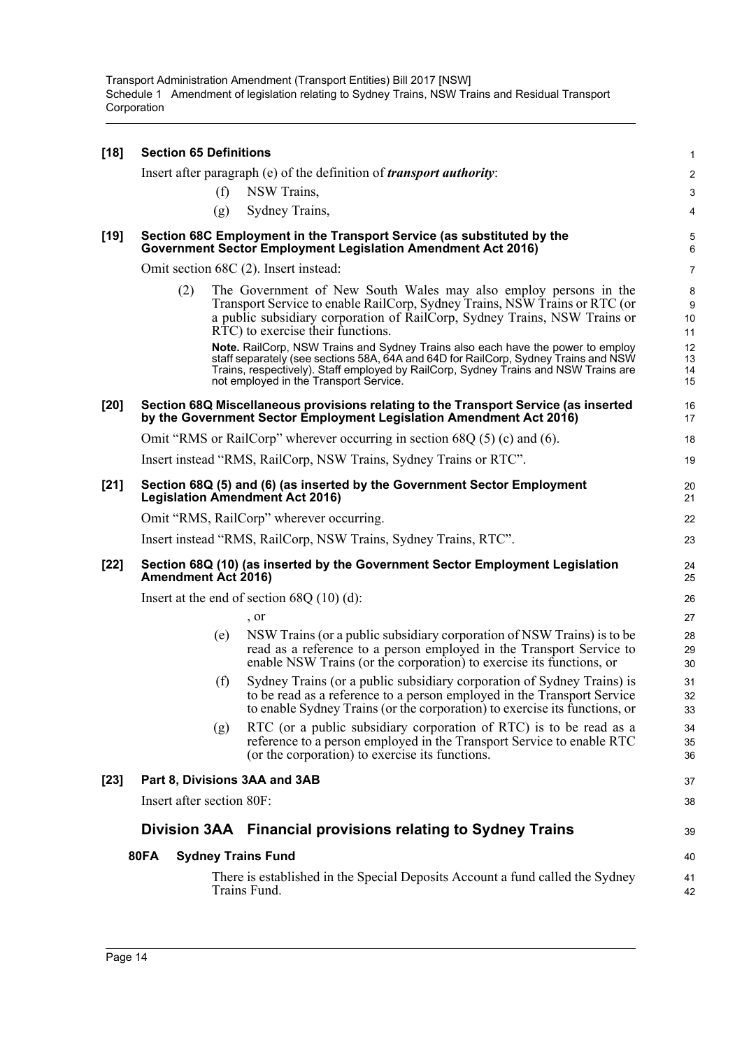**[18] Section 65 Definitions**

Insert after paragraph (e) of the definition of ***transport authority***:

(f) NSW Trains,

(g) Sydney Trains,

**[19] Section 68C Employment in the Transport Service (as substituted by the Government Sector Employment Legislation Amendment Act 2016)**

Omit section 68C (2). Insert instead:

(2) The Government of New South Wales may also employ persons in the Transport Service to enable RailCorp, Sydney Trains, NSW Trains or RTC (or a public subsidiary corporation of RailCorp, Sydney Trains, NSW Trains or RTC) to exercise their functions.

**Note.** RailCorp, NSW Trains and Sydney Trains also each have the power to employ staff separately (see sections 58A, 64A and 64D for RailCorp, Sydney Trains and NSW Trains, respectively). Staff employed by RailCorp, Sydney Trains and NSW Trains are not employed in the Transport Service.

**[20] Section 68Q Miscellaneous provisions relating to the Transport Service (as inserted by the Government Sector Employment Legislation Amendment Act 2016)**

Omit "RMS or RailCorp" wherever occurring in section 68Q (5) (c) and (6).

Insert instead "RMS, RailCorp, NSW Trains, Sydney Trains or RTC".

**[21] Section 68Q (5) and (6) (as inserted by the Government Sector Employment Legislation Amendment Act 2016)**

Omit "RMS, RailCorp" wherever occurring.

Insert instead "RMS, RailCorp, NSW Trains, Sydney Trains, RTC".

**[22] Section 68Q (10) (as inserted by the Government Sector Employment Legislation Amendment Act 2016)**

Insert at the end of section 68Q (10) (d):

, or

(e) NSW Trains (or a public subsidiary corporation of NSW Trains) is to be read as a reference to a person employed in the Transport Service to enable NSW Trains (or the corporation) to exercise its functions, or

(f) Sydney Trains (or a public subsidiary corporation of Sydney Trains) is to be read as a reference to a person employed in the Transport Service to enable Sydney Trains (or the corporation) to exercise its functions, or

(g) RTC (or a public subsidiary corporation of RTC) is to be read as a reference to a person employed in the Transport Service to enable RTC (or the corporation) to exercise its functions.

**[23] Part 8, Divisions 3AA and 3AB**

Insert after section 80F:

## Division 3AA Financial provisions relating to Sydney Trains

**80FA Sydney Trains Fund**

There is established in the Special Deposits Account a fund called the Sydney Trains Fund.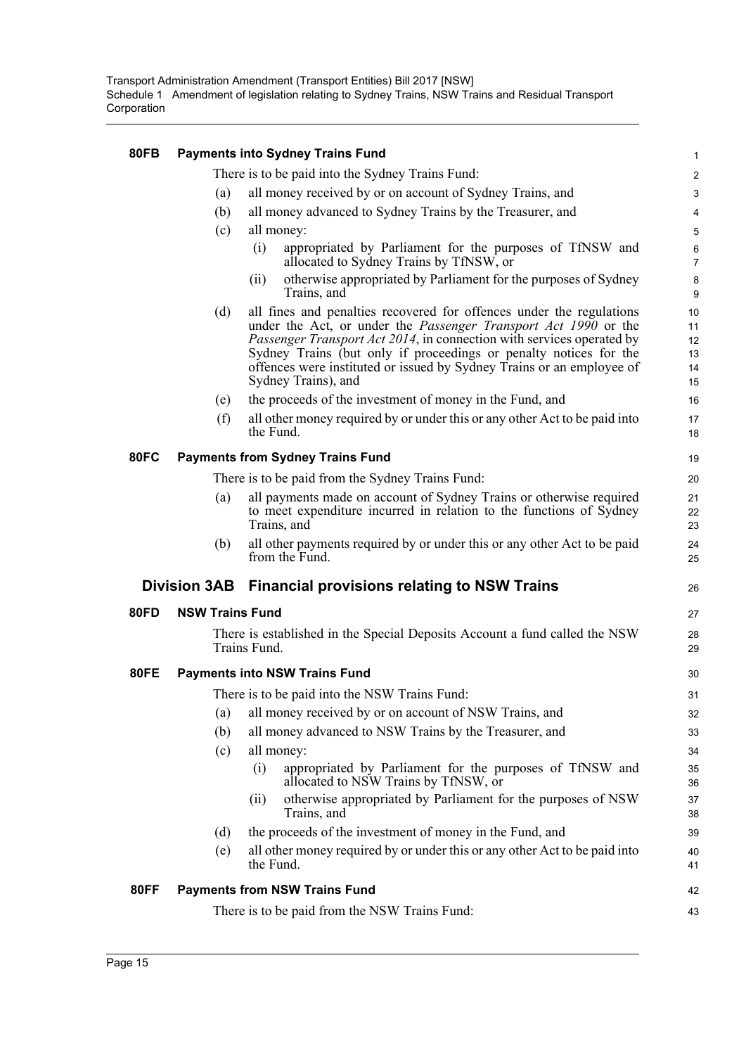### 80FB Payments into Sydney Trains Fund

There is to be paid into the Sydney Trains Fund:

(a) all money received by or on account of Sydney Trains, and

(b) all money advanced to Sydney Trains by the Treasurer, and

(c) all money:

(i) appropriated by Parliament for the purposes of TfNSW and allocated to Sydney Trains by TfNSW, or

(ii) otherwise appropriated by Parliament for the purposes of Sydney Trains, and

(d) all fines and penalties recovered for offences under the regulations under the Act, or under the *Passenger Transport Act 1990* or the *Passenger Transport Act 2014*, in connection with services operated by Sydney Trains (but only if proceedings or penalty notices for the offences were instituted or issued by Sydney Trains or an employee of Sydney Trains), and

(e) the proceeds of the investment of money in the Fund, and

(f) all other money required by or under this or any other Act to be paid into the Fund.

### 80FC Payments from Sydney Trains Fund

There is to be paid from the Sydney Trains Fund:

(a) all payments made on account of Sydney Trains or otherwise required to meet expenditure incurred in relation to the functions of Sydney Trains, and

(b) all other payments required by or under this or any other Act to be paid from the Fund.

## Division 3AB Financial provisions relating to NSW Trains

### 80FD NSW Trains Fund

There is established in the Special Deposits Account a fund called the NSW Trains Fund.

### 80FE Payments into NSW Trains Fund

There is to be paid into the NSW Trains Fund:

(a) all money received by or on account of NSW Trains, and

(b) all money advanced to NSW Trains by the Treasurer, and

(c) all money:

(i) appropriated by Parliament for the purposes of TfNSW and allocated to NSW Trains by TfNSW, or

(ii) otherwise appropriated by Parliament for the purposes of NSW Trains, and

(d) the proceeds of the investment of money in the Fund, and

(e) all other money required by or under this or any other Act to be paid into the Fund.

### 80FF Payments from NSW Trains Fund

There is to be paid from the NSW Trains Fund: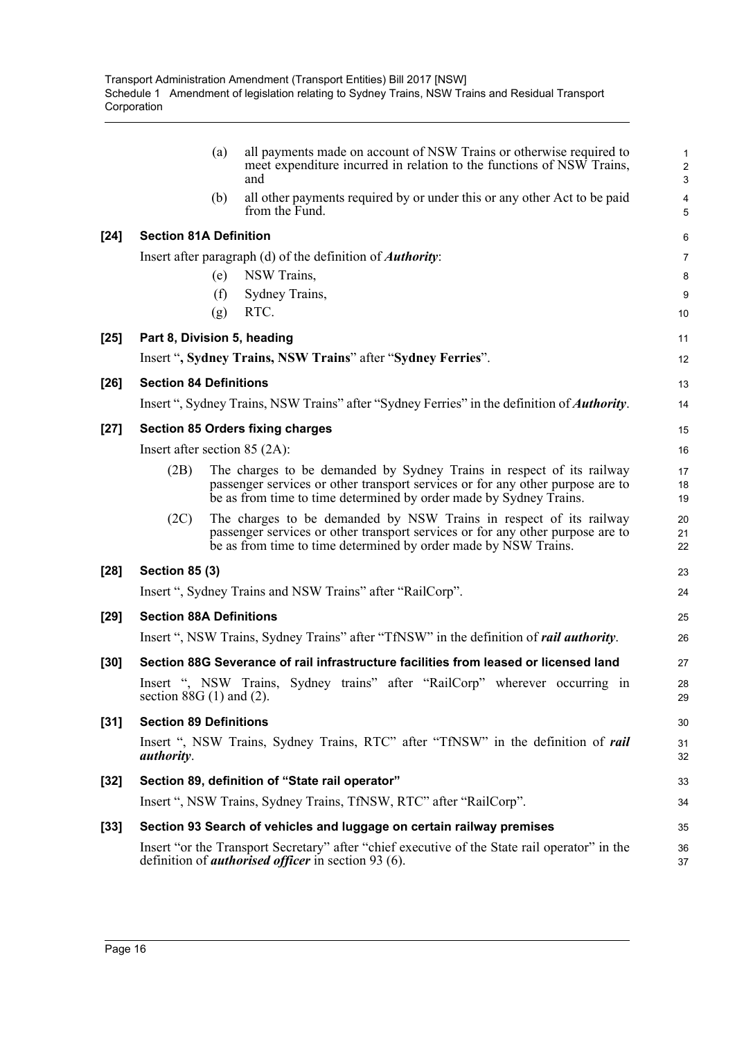(a) all payments made on account of NSW Trains or otherwise required to meet expenditure incurred in relation to the functions of NSW Trains, and

(b) all other payments required by or under this or any other Act to be paid from the Fund.

**[24] Section 81A Definition**

Insert after paragraph (d) of the definition of ***Authority***:

(e) NSW Trains,

(f) Sydney Trains,

(g) RTC.

**[25] Part 8, Division 5, heading**

Insert "**, Sydney Trains, NSW Trains**" after "**Sydney Ferries**".

**[26] Section 84 Definitions**

Insert ", Sydney Trains, NSW Trains" after "Sydney Ferries" in the definition of ***Authority***.

**[27] Section 85 Orders fixing charges**

Insert after section 85 (2A):

(2B) The charges to be demanded by Sydney Trains in respect of its railway passenger services or other transport services or for any other purpose are to be as from time to time determined by order made by Sydney Trains.

(2C) The charges to be demanded by NSW Trains in respect of its railway passenger services or other transport services or for any other purpose are to be as from time to time determined by order made by NSW Trains.

**[28] Section 85 (3)**

Insert ", Sydney Trains and NSW Trains" after "RailCorp".

**[29] Section 88A Definitions**

Insert ", NSW Trains, Sydney Trains" after "TfNSW" in the definition of ***rail authority***.

**[30] Section 88G Severance of rail infrastructure facilities from leased or licensed land**

Insert ", NSW Trains, Sydney trains" after "RailCorp" wherever occurring in section 88G (1) and (2).

**[31] Section 89 Definitions**

Insert ", NSW Trains, Sydney Trains, RTC" after "TfNSW" in the definition of ***rail authority***.

**[32] Section 89, definition of "State rail operator"**

Insert ", NSW Trains, Sydney Trains, TfNSW, RTC" after "RailCorp".

**[33] Section 93 Search of vehicles and luggage on certain railway premises**

Insert "or the Transport Secretary" after "chief executive of the State rail operator" in the definition of ***authorised officer*** in section 93 (6).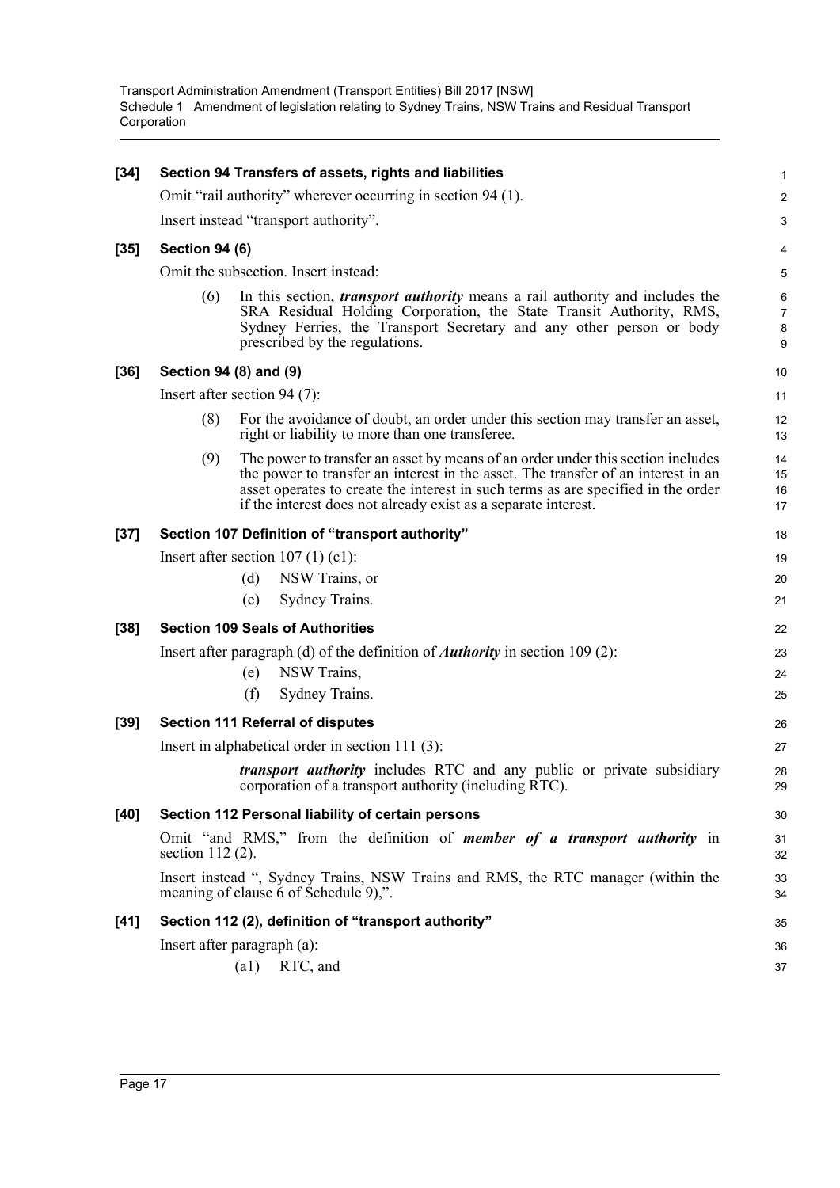**[34] Section 94 Transfers of assets, rights and liabilities**

Omit "rail authority" wherever occurring in section 94 (1).

Insert instead "transport authority".

**[35] Section 94 (6)**

Omit the subsection. Insert instead:

(6) In this section, ***transport authority*** means a rail authority and includes the SRA Residual Holding Corporation, the State Transit Authority, RMS, Sydney Ferries, the Transport Secretary and any other person or body prescribed by the regulations.

**[36] Section 94 (8) and (9)**

Insert after section 94 (7):

(8) For the avoidance of doubt, an order under this section may transfer an asset, right or liability to more than one transferee.

(9) The power to transfer an asset by means of an order under this section includes the power to transfer an interest in the asset. The transfer of an interest in an asset operates to create the interest in such terms as are specified in the order if the interest does not already exist as a separate interest.

**[37] Section 107 Definition of "transport authority"**

Insert after section 107 (1) (c1):

(d) NSW Trains, or

(e) Sydney Trains.

**[38] Section 109 Seals of Authorities**

Insert after paragraph (d) of the definition of ***Authority*** in section 109 (2):

(e) NSW Trains,

(f) Sydney Trains.

**[39] Section 111 Referral of disputes**

Insert in alphabetical order in section 111 (3):

***transport authority*** includes RTC and any public or private subsidiary corporation of a transport authority (including RTC).

**[40] Section 112 Personal liability of certain persons**

Omit "and RMS," from the definition of ***member of a transport authority*** in section 112 (2).

Insert instead ", Sydney Trains, NSW Trains and RMS, the RTC manager (within the meaning of clause 6 of Schedule 9),".

**[41] Section 112 (2), definition of "transport authority"**

Insert after paragraph (a):

(a1) RTC, and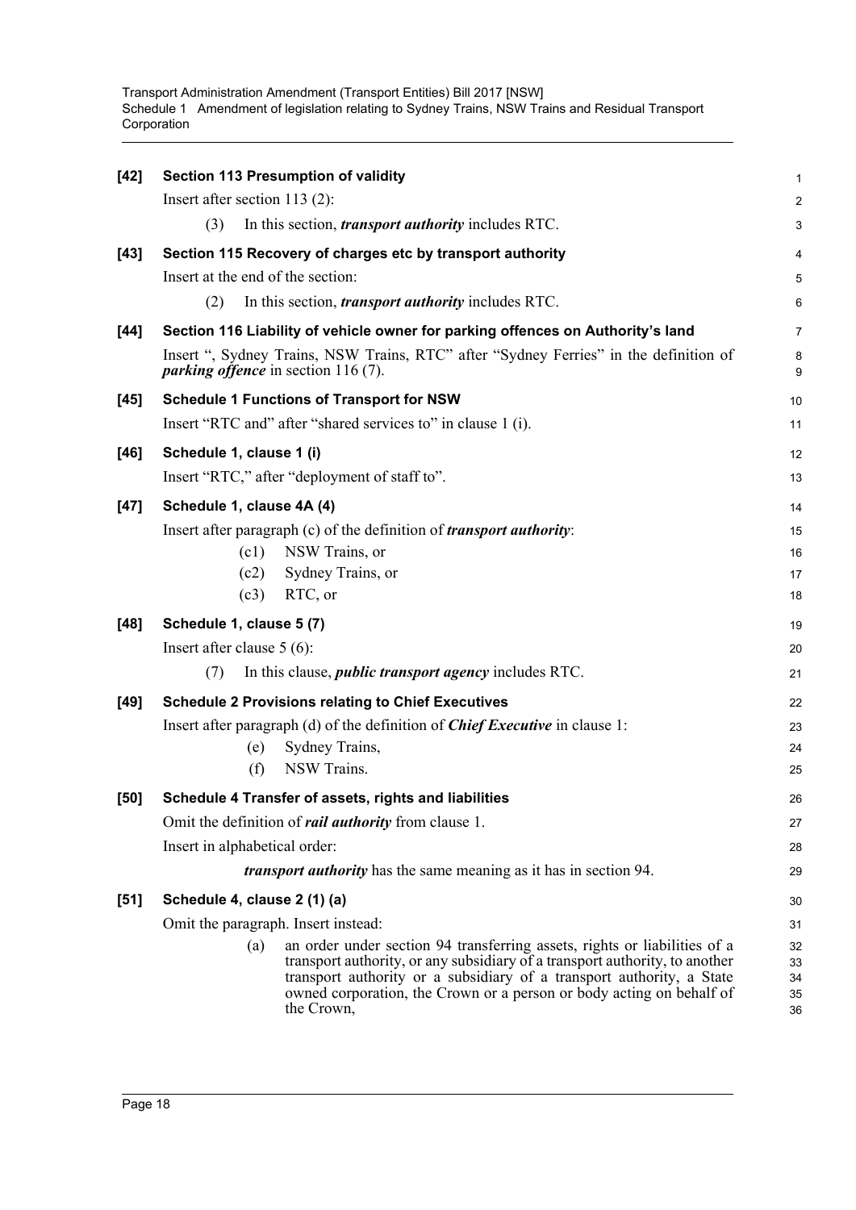**[42] Section 113 Presumption of validity**

Insert after section 113 (2):

(3) In this section, ***transport authority*** includes RTC.

**[43] Section 115 Recovery of charges etc by transport authority**

Insert at the end of the section:

(2) In this section, ***transport authority*** includes RTC.

**[44] Section 116 Liability of vehicle owner for parking offences on Authority's land**

Insert ", Sydney Trains, NSW Trains, RTC" after "Sydney Ferries" in the definition of ***parking offence*** in section 116 (7).

**[45] Schedule 1 Functions of Transport for NSW**

Insert "RTC and" after "shared services to" in clause 1 (i).

**[46] Schedule 1, clause 1 (i)**

Insert "RTC," after "deployment of staff to".

**[47] Schedule 1, clause 4A (4)**

Insert after paragraph (c) of the definition of ***transport authority***:

(c1) NSW Trains, or

(c2) Sydney Trains, or

(c3) RTC, or

**[48] Schedule 1, clause 5 (7)**

Insert after clause 5 (6):

(7) In this clause, ***public transport agency*** includes RTC.

**[49] Schedule 2 Provisions relating to Chief Executives**

Insert after paragraph (d) of the definition of ***Chief Executive*** in clause 1:

(e) Sydney Trains,

(f) NSW Trains.

**[50] Schedule 4 Transfer of assets, rights and liabilities**

Omit the definition of ***rail authority*** from clause 1.

Insert in alphabetical order:

***transport authority*** has the same meaning as it has in section 94.

**[51] Schedule 4, clause 2 (1) (a)**

Omit the paragraph. Insert instead:

(a) an order under section 94 transferring assets, rights or liabilities of a transport authority, or any subsidiary of a transport authority, to another transport authority or a subsidiary of a transport authority, a State owned corporation, the Crown or a person or body acting on behalf of the Crown,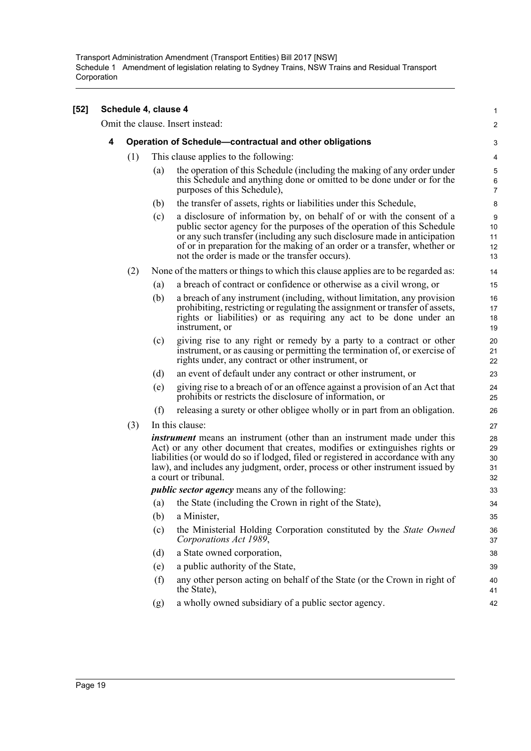**[52] Schedule 4, clause 4**

Omit the clause. Insert instead:

**4 Operation of Schedule—contractual and other obligations**

(1) This clause applies to the following:

(a) the operation of this Schedule (including the making of any order under this Schedule and anything done or omitted to be done under or for the purposes of this Schedule),

(b) the transfer of assets, rights or liabilities under this Schedule,

(c) a disclosure of information by, on behalf of or with the consent of a public sector agency for the purposes of the operation of this Schedule or any such transfer (including any such disclosure made in anticipation of or in preparation for the making of an order or a transfer, whether or not the order is made or the transfer occurs).

(2) None of the matters or things to which this clause applies are to be regarded as:

(a) a breach of contract or confidence or otherwise as a civil wrong, or

(b) a breach of any instrument (including, without limitation, any provision prohibiting, restricting or regulating the assignment or transfer of assets, rights or liabilities) or as requiring any act to be done under an instrument, or

(c) giving rise to any right or remedy by a party to a contract or other instrument, or as causing or permitting the termination of, or exercise of rights under, any contract or other instrument, or

(d) an event of default under any contract or other instrument, or

(e) giving rise to a breach of or an offence against a provision of an Act that prohibits or restricts the disclosure of information, or

(f) releasing a surety or other obligee wholly or in part from an obligation.

(3) In this clause:

***instrument*** means an instrument (other than an instrument made under this Act) or any other document that creates, modifies or extinguishes rights or liabilities (or would do so if lodged, filed or registered in accordance with any law), and includes any judgment, order, process or other instrument issued by a court or tribunal.

***public sector agency*** means any of the following:

(a) the State (including the Crown in right of the State),

(b) a Minister,

(c) the Ministerial Holding Corporation constituted by the *State Owned Corporations Act 1989*,

(d) a State owned corporation,

(e) a public authority of the State,

(f) any other person acting on behalf of the State (or the Crown in right of the State),

(g) a wholly owned subsidiary of a public sector agency.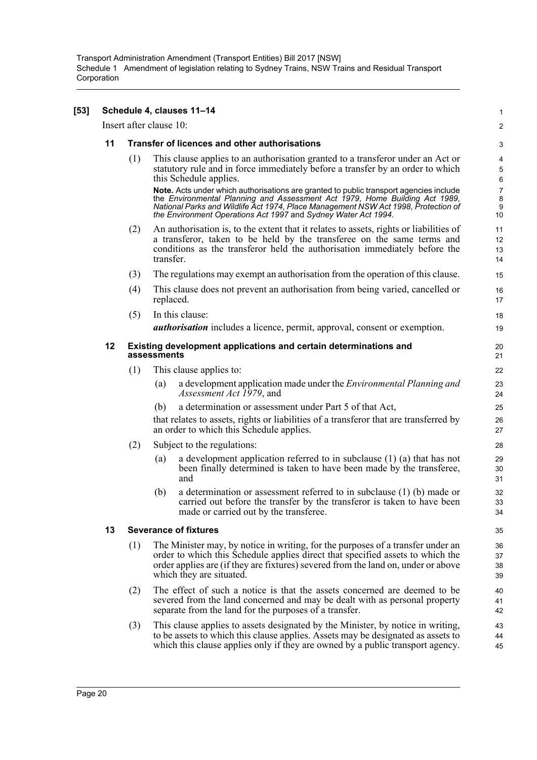**[53] Schedule 4, clauses 11–14**

Insert after clause 10:

**11 Transfer of licences and other authorisations**

(1) This clause applies to an authorisation granted to a transferor under an Act or statutory rule and in force immediately before a transfer by an order to which this Schedule applies.

**Note.** Acts under which authorisations are granted to public transport agencies include the *Environmental Planning and Assessment Act 1979*, *Home Building Act 1989*, *National Parks and Wildlife Act 1974*, *Place Management NSW Act 1998*, *Protection of the Environment Operations Act 1997* and *Sydney Water Act 1994*.

(2) An authorisation is, to the extent that it relates to assets, rights or liabilities of a transferor, taken to be held by the transferee on the same terms and conditions as the transferor held the authorisation immediately before the transfer.

(3) The regulations may exempt an authorisation from the operation of this clause.

(4) This clause does not prevent an authorisation from being varied, cancelled or replaced.

(5) In this clause:

***authorisation*** includes a licence, permit, approval, consent or exemption.

**12 Existing development applications and certain determinations and assessments**

(1) This clause applies to:

(a) a development application made under the *Environmental Planning and Assessment Act 1979*, and

(b) a determination or assessment under Part 5 of that Act,

that relates to assets, rights or liabilities of a transferor that are transferred by an order to which this Schedule applies.

(2) Subject to the regulations:

(a) a development application referred to in subclause (1) (a) that has not been finally determined is taken to have been made by the transferee, and

(b) a determination or assessment referred to in subclause (1) (b) made or carried out before the transfer by the transferor is taken to have been made or carried out by the transferee.

**13 Severance of fixtures**

(1) The Minister may, by notice in writing, for the purposes of a transfer under an order to which this Schedule applies direct that specified assets to which the order applies are (if they are fixtures) severed from the land on, under or above which they are situated.

(2) The effect of such a notice is that the assets concerned are deemed to be severed from the land concerned and may be dealt with as personal property separate from the land for the purposes of a transfer.

(3) This clause applies to assets designated by the Minister, by notice in writing, to be assets to which this clause applies. Assets may be designated as assets to which this clause applies only if they are owned by a public transport agency.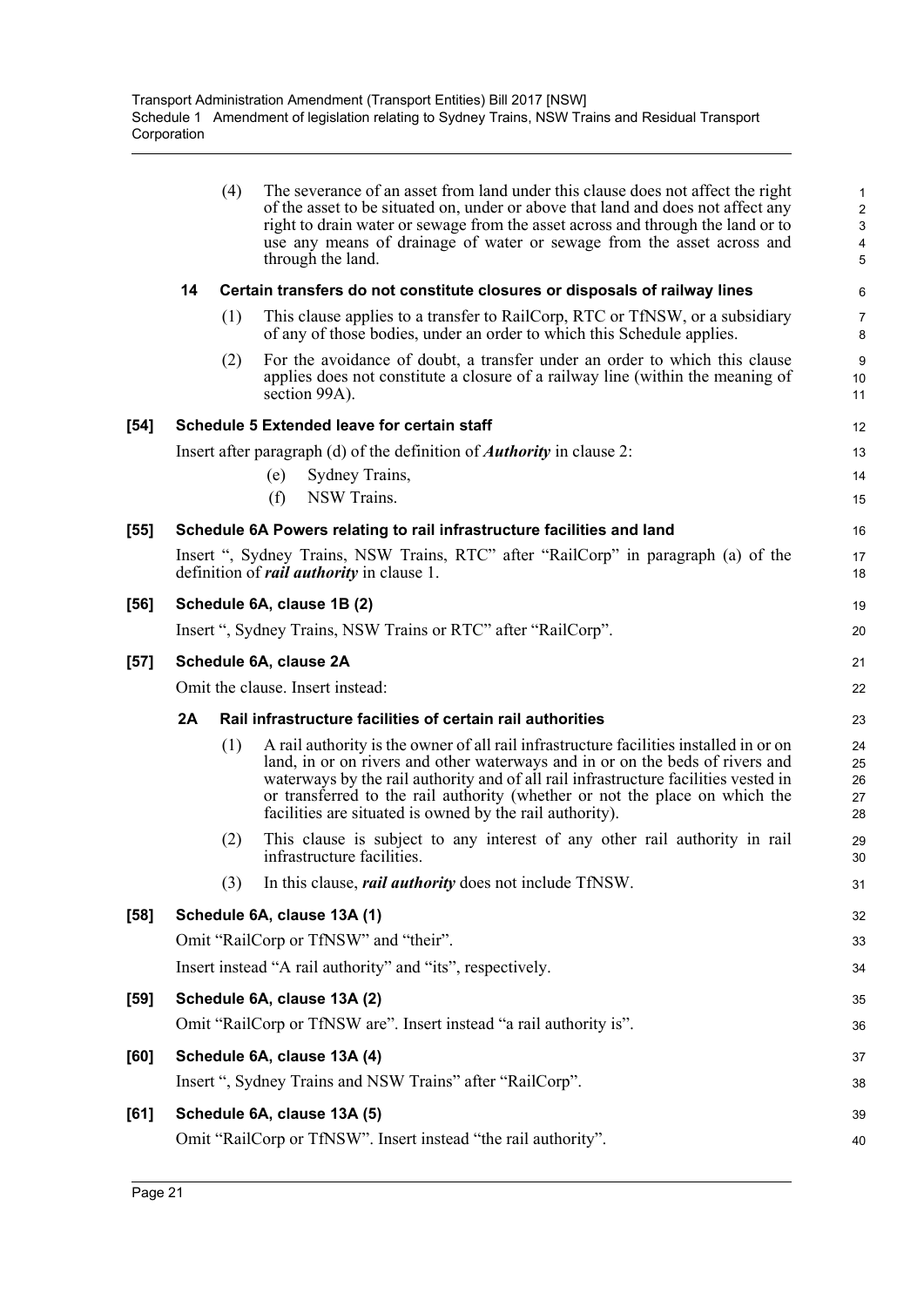(4) The severance of an asset from land under this clause does not affect the right of the asset to be situated on, under or above that land and does not affect any right to drain water or sewage from the asset across and through the land or to use any means of drainage of water or sewage from the asset across and through the land.

**14 Certain transfers do not constitute closures or disposals of railway lines**

(1) This clause applies to a transfer to RailCorp, RTC or TfNSW, or a subsidiary of any of those bodies, under an order to which this Schedule applies.

(2) For the avoidance of doubt, a transfer under an order to which this clause applies does not constitute a closure of a railway line (within the meaning of section 99A).

**[54] Schedule 5 Extended leave for certain staff**

Insert after paragraph (d) of the definition of ***Authority*** in clause 2:

(e) Sydney Trains,

(f) NSW Trains.

**[55] Schedule 6A Powers relating to rail infrastructure facilities and land**

Insert ", Sydney Trains, NSW Trains, RTC" after "RailCorp" in paragraph (a) of the definition of ***rail authority*** in clause 1.

**[56] Schedule 6A, clause 1B (2)**

Insert ", Sydney Trains, NSW Trains or RTC" after "RailCorp".

**[57] Schedule 6A, clause 2A**

Omit the clause. Insert instead:

**2A Rail infrastructure facilities of certain rail authorities**

(1) A rail authority is the owner of all rail infrastructure facilities installed in or on land, in or on rivers and other waterways and in or on the beds of rivers and waterways by the rail authority and of all rail infrastructure facilities vested in or transferred to the rail authority (whether or not the place on which the facilities are situated is owned by the rail authority).

(2) This clause is subject to any interest of any other rail authority in rail infrastructure facilities.

(3) In this clause, ***rail authority*** does not include TfNSW.

**[58] Schedule 6A, clause 13A (1)**

Omit "RailCorp or TfNSW" and "their".

Insert instead "A rail authority" and "its", respectively.

**[59] Schedule 6A, clause 13A (2)**

Omit "RailCorp or TfNSW are". Insert instead "a rail authority is".

**[60] Schedule 6A, clause 13A (4)**

Insert ", Sydney Trains and NSW Trains" after "RailCorp".

**[61] Schedule 6A, clause 13A (5)**

Omit "RailCorp or TfNSW". Insert instead "the rail authority".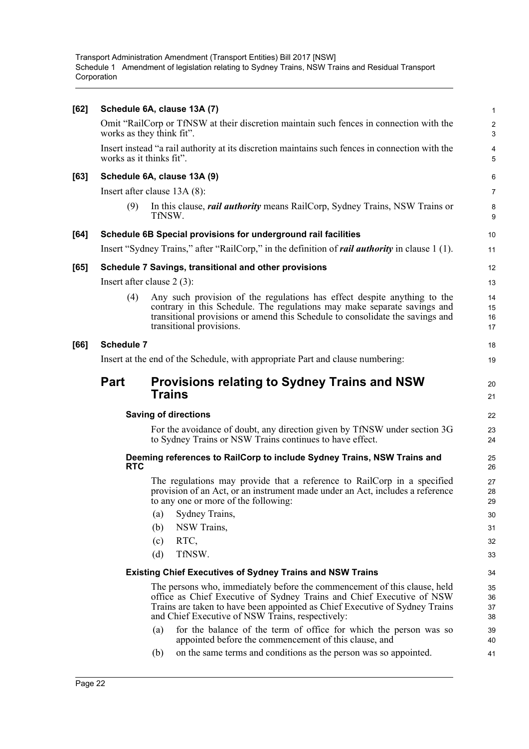**[62] Schedule 6A, clause 13A (7)**

Omit "RailCorp or TfNSW at their discretion maintain such fences in connection with the works as they think fit".

Insert instead "a rail authority at its discretion maintains such fences in connection with the works as it thinks fit".

**[63] Schedule 6A, clause 13A (9)**

Insert after clause 13A (8):

(9) In this clause, ***rail authority*** means RailCorp, Sydney Trains, NSW Trains or TfNSW.

**[64] Schedule 6B Special provisions for underground rail facilities**

Insert "Sydney Trains," after "RailCorp," in the definition of ***rail authority*** in clause 1 (1).

**[65] Schedule 7 Savings, transitional and other provisions**

Insert after clause 2 (3):

(4) Any such provision of the regulations has effect despite anything to the contrary in this Schedule. The regulations may make separate savings and transitional provisions or amend this Schedule to consolidate the savings and transitional provisions.

**[66] Schedule 7**

Insert at the end of the Schedule, with appropriate Part and clause numbering:

## Part Provisions relating to Sydney Trains and NSW Trains

**Saving of directions**

For the avoidance of doubt, any direction given by TfNSW under section 3G to Sydney Trains or NSW Trains continues to have effect.

**Deeming references to RailCorp to include Sydney Trains, NSW Trains and RTC**

The regulations may provide that a reference to RailCorp in a specified provision of an Act, or an instrument made under an Act, includes a reference to any one or more of the following:

(a) Sydney Trains,

(b) NSW Trains,

(c) RTC,

(d) TfNSW.

**Existing Chief Executives of Sydney Trains and NSW Trains**

The persons who, immediately before the commencement of this clause, held office as Chief Executive of Sydney Trains and Chief Executive of NSW Trains are taken to have been appointed as Chief Executive of Sydney Trains and Chief Executive of NSW Trains, respectively:

(a) for the balance of the term of office for which the person was so appointed before the commencement of this clause, and

(b) on the same terms and conditions as the person was so appointed.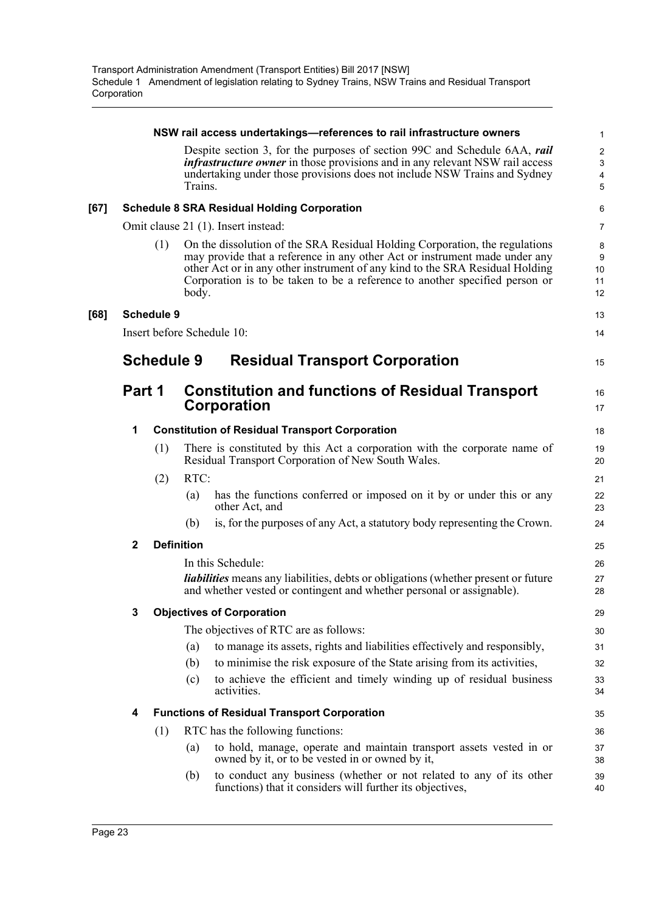**NSW rail access undertakings—references to rail infrastructure owners**

Despite section 3, for the purposes of section 99C and Schedule 6AA, ***rail infrastructure owner*** in those provisions and in any relevant NSW rail access undertaking under those provisions does not include NSW Trains and Sydney Trains.

**[67] Schedule 8 SRA Residual Holding Corporation**

Omit clause 21 (1). Insert instead:

(1) On the dissolution of the SRA Residual Holding Corporation, the regulations may provide that a reference in any other Act or instrument made under any other Act or in any other instrument of any kind to the SRA Residual Holding Corporation is to be taken to be a reference to another specified person or body.

**[68] Schedule 9**

Insert before Schedule 10:

# Schedule 9 Residual Transport Corporation

## Part 1 Constitution and functions of Residual Transport Corporation

### 1 Constitution of Residual Transport Corporation

(1) There is constituted by this Act a corporation with the corporate name of Residual Transport Corporation of New South Wales.

(2) RTC:

(a) has the functions conferred or imposed on it by or under this or any other Act, and

(b) is, for the purposes of any Act, a statutory body representing the Crown.

### 2 Definition

In this Schedule:

***liabilities*** means any liabilities, debts or obligations (whether present or future and whether vested or contingent and whether personal or assignable).

### 3 Objectives of Corporation

The objectives of RTC are as follows:

(a) to manage its assets, rights and liabilities effectively and responsibly,

(b) to minimise the risk exposure of the State arising from its activities,

(c) to achieve the efficient and timely winding up of residual business activities.

### 4 Functions of Residual Transport Corporation

(1) RTC has the following functions:

(a) to hold, manage, operate and maintain transport assets vested in or owned by it, or to be vested in or owned by it,

(b) to conduct any business (whether or not related to any of its other functions) that it considers will further its objectives,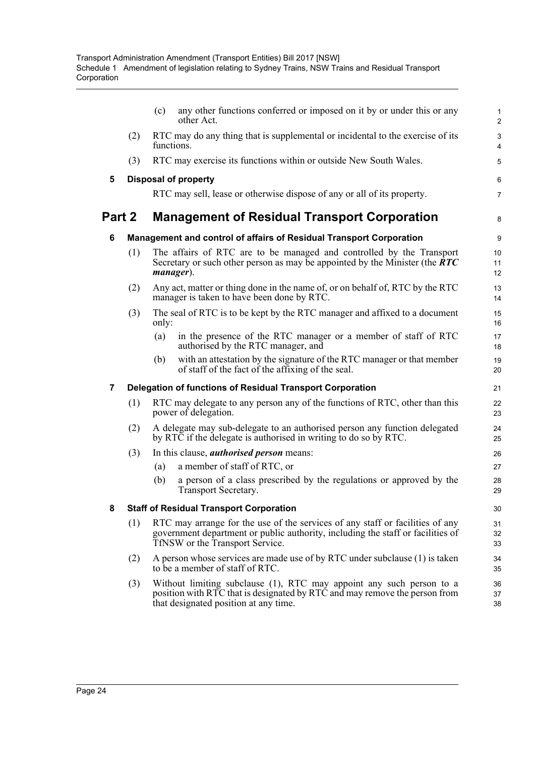(c) any other functions conferred or imposed on it by or under this or any other Act.

(2) RTC may do any thing that is supplemental or incidental to the exercise of its functions.

(3) RTC may exercise its functions within or outside New South Wales.

**5 Disposal of property**

RTC may sell, lease or otherwise dispose of any or all of its property.

## Part 2 Management of Residual Transport Corporation

**6 Management and control of affairs of Residual Transport Corporation**

(1) The affairs of RTC are to be managed and controlled by the Transport Secretary or such other person as may be appointed by the Minister (the ***RTC manager***).

(2) Any act, matter or thing done in the name of, or on behalf of, RTC by the RTC manager is taken to have been done by RTC.

(3) The seal of RTC is to be kept by the RTC manager and affixed to a document only:

(a) in the presence of the RTC manager or a member of staff of RTC authorised by the RTC manager, and

(b) with an attestation by the signature of the RTC manager or that member of staff of the fact of the affixing of the seal.

**7 Delegation of functions of Residual Transport Corporation**

(1) RTC may delegate to any person any of the functions of RTC, other than this power of delegation.

(2) A delegate may sub-delegate to an authorised person any function delegated by RTC if the delegate is authorised in writing to do so by RTC.

(3) In this clause, ***authorised person*** means:

(a) a member of staff of RTC, or

(b) a person of a class prescribed by the regulations or approved by the Transport Secretary.

**8 Staff of Residual Transport Corporation**

(1) RTC may arrange for the use of the services of any staff or facilities of any government department or public authority, including the staff or facilities of TfNSW or the Transport Service.

(2) A person whose services are made use of by RTC under subclause (1) is taken to be a member of staff of RTC.

(3) Without limiting subclause (1), RTC may appoint any such person to a position with RTC that is designated by RTC and may remove the person from that designated position at any time.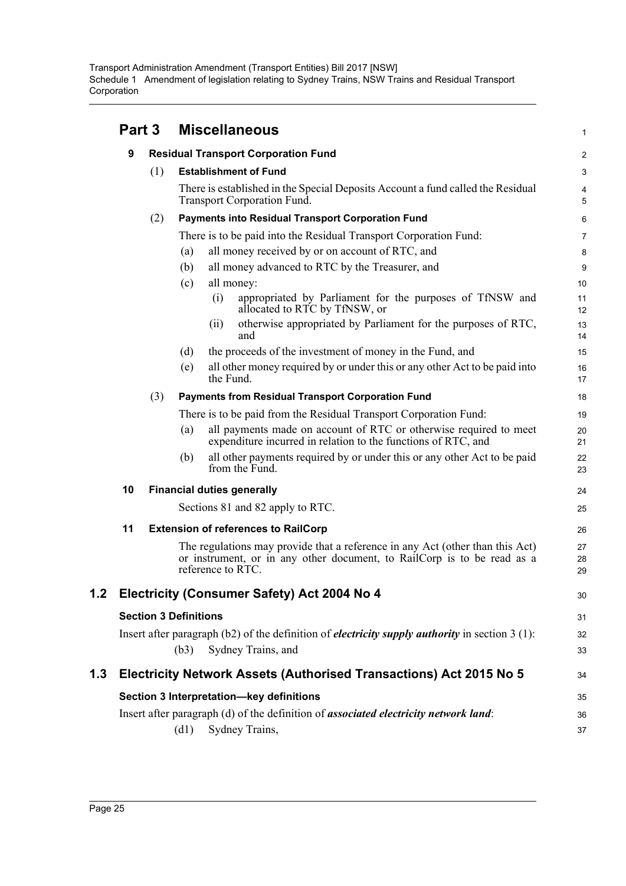## Part 3 Miscellaneous

### 9 Residual Transport Corporation Fund

(1) **Establishment of Fund**

There is established in the Special Deposits Account a fund called the Residual Transport Corporation Fund.

(2) **Payments into Residual Transport Corporation Fund**

There is to be paid into the Residual Transport Corporation Fund:

(a) all money received by or on account of RTC, and

(b) all money advanced to RTC by the Treasurer, and

(c) all money:

(i) appropriated by Parliament for the purposes of TfNSW and allocated to RTC by TfNSW, or

(ii) otherwise appropriated by Parliament for the purposes of RTC, and

(d) the proceeds of the investment of money in the Fund, and

(e) all other money required by or under this or any other Act to be paid into the Fund.

(3) **Payments from Residual Transport Corporation Fund**

There is to be paid from the Residual Transport Corporation Fund:

(a) all payments made on account of RTC or otherwise required to meet expenditure incurred in relation to the functions of RTC, and

(b) all other payments required by or under this or any other Act to be paid from the Fund.

### 10 Financial duties generally

Sections 81 and 82 apply to RTC.

### 11 Extension of references to RailCorp

The regulations may provide that a reference in any Act (other than this Act) or instrument, or in any other document, to RailCorp is to be read as a reference to RTC.

## 1.2 Electricity (Consumer Safety) Act 2004 No 4

### Section 3 Definitions

Insert after paragraph (b2) of the definition of ***electricity supply authority*** in section 3 (1):

(b3) Sydney Trains, and

## 1.3 Electricity Network Assets (Authorised Transactions) Act 2015 No 5

### Section 3 Interpretation—key definitions

Insert after paragraph (d) of the definition of ***associated electricity network land***:

(d1) Sydney Trains,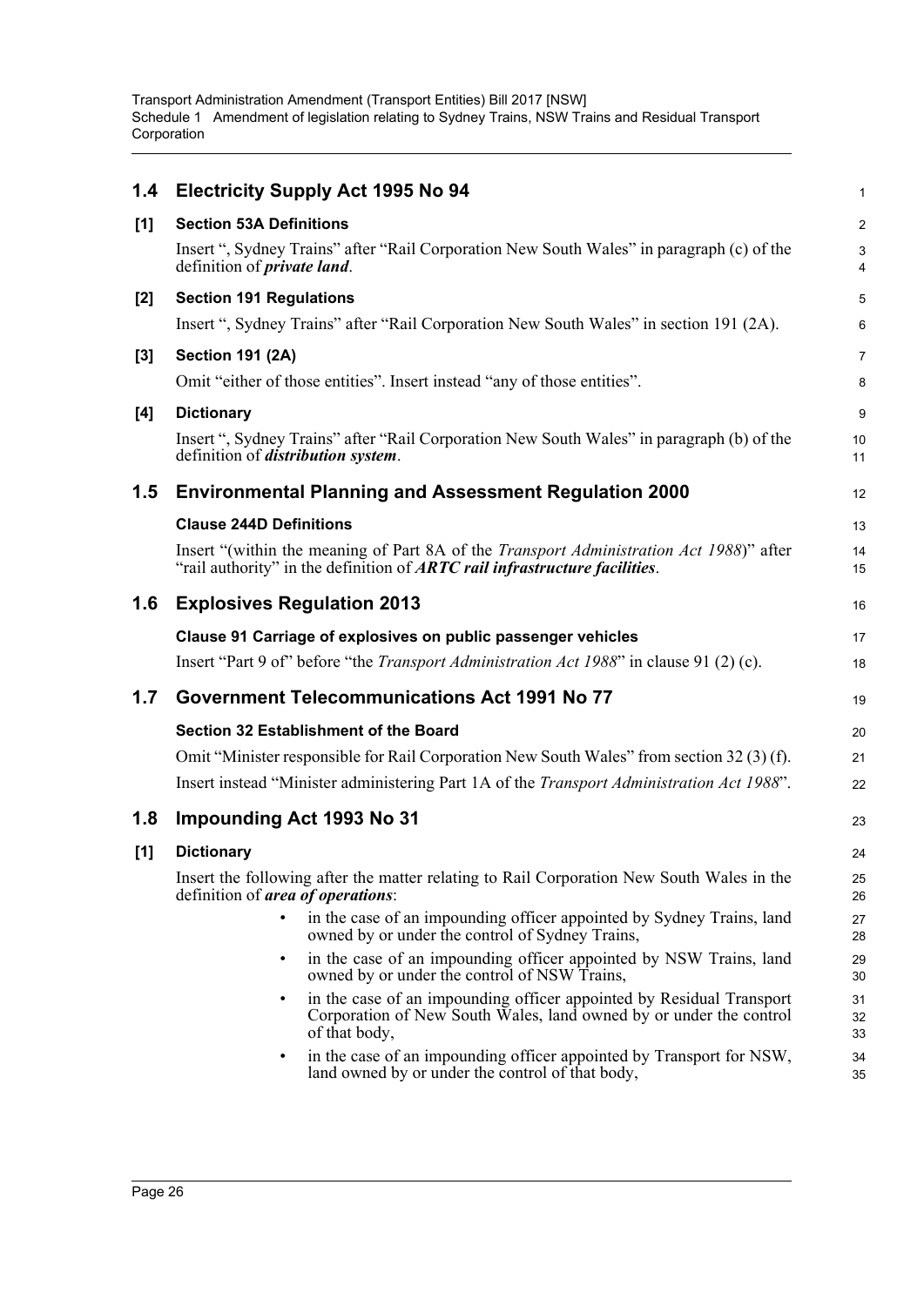## 1.4 Electricity Supply Act 1995 No 94

**[1] Section 53A Definitions**

Insert ", Sydney Trains" after "Rail Corporation New South Wales" in paragraph (c) of the definition of ***private land***.

**[2] Section 191 Regulations**

Insert ", Sydney Trains" after "Rail Corporation New South Wales" in section 191 (2A).

**[3] Section 191 (2A)**

Omit "either of those entities". Insert instead "any of those entities".

**[4] Dictionary**

Insert ", Sydney Trains" after "Rail Corporation New South Wales" in paragraph (b) of the definition of ***distribution system***.

## 1.5 Environmental Planning and Assessment Regulation 2000

**Clause 244D Definitions**

Insert "(within the meaning of Part 8A of the *Transport Administration Act 1988*)" after "rail authority" in the definition of ***ARTC rail infrastructure facilities***.

## 1.6 Explosives Regulation 2013

**Clause 91 Carriage of explosives on public passenger vehicles**

Insert "Part 9 of" before "the *Transport Administration Act 1988*" in clause 91 (2) (c).

## 1.7 Government Telecommunications Act 1991 No 77

**Section 32 Establishment of the Board**

Omit "Minister responsible for Rail Corporation New South Wales" from section 32 (3) (f).

Insert instead "Minister administering Part 1A of the *Transport Administration Act 1988*".

## 1.8 Impounding Act 1993 No 31

**[1] Dictionary**

Insert the following after the matter relating to Rail Corporation New South Wales in the definition of ***area of operations***:

- in the case of an impounding officer appointed by Sydney Trains, land owned by or under the control of Sydney Trains,
- in the case of an impounding officer appointed by NSW Trains, land owned by or under the control of NSW Trains,
- in the case of an impounding officer appointed by Residual Transport Corporation of New South Wales, land owned by or under the control of that body,
- in the case of an impounding officer appointed by Transport for NSW, land owned by or under the control of that body,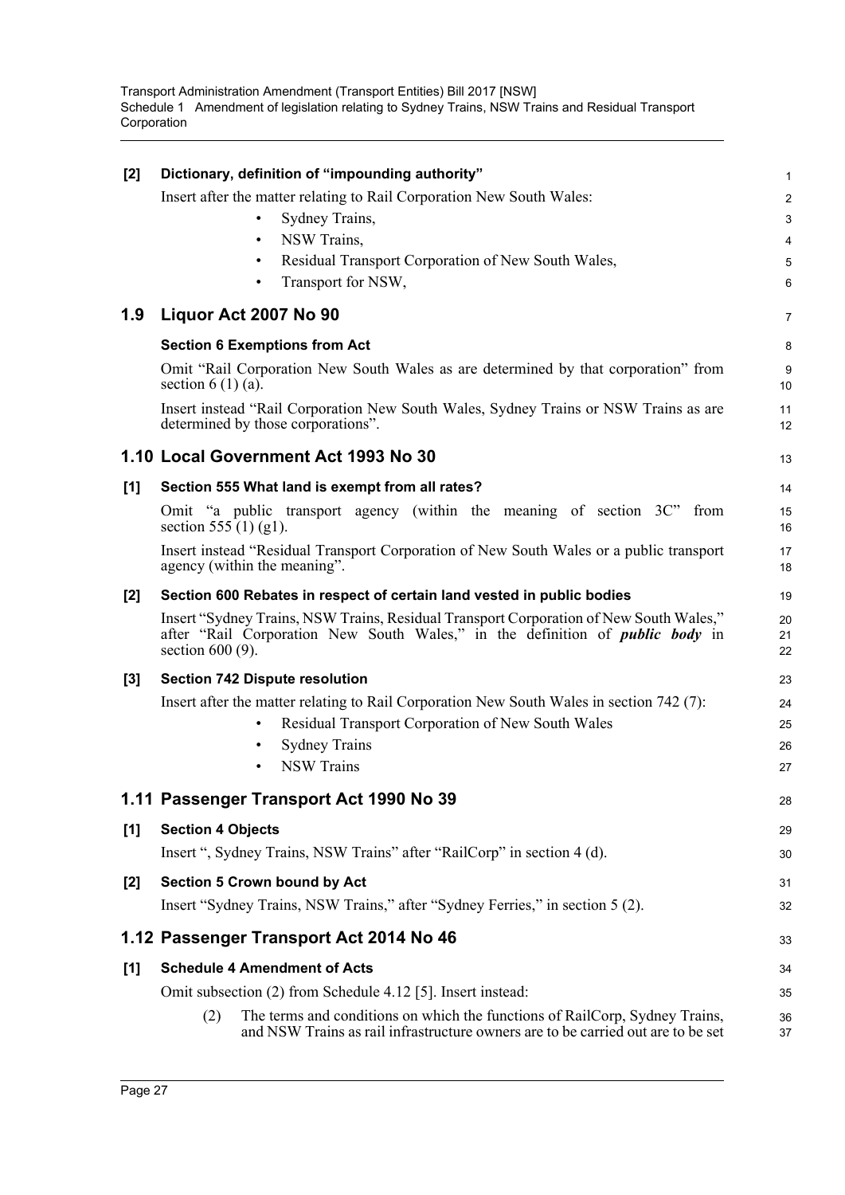**[2] Dictionary, definition of "impounding authority"**

Insert after the matter relating to Rail Corporation New South Wales:

- Sydney Trains,
- NSW Trains,
- Residual Transport Corporation of New South Wales,
- Transport for NSW,

## 1.9 Liquor Act 2007 No 90

**Section 6 Exemptions from Act**

Omit "Rail Corporation New South Wales as are determined by that corporation" from section 6 (1) (a).

Insert instead "Rail Corporation New South Wales, Sydney Trains or NSW Trains as are determined by those corporations".

## 1.10 Local Government Act 1993 No 30

**[1] Section 555 What land is exempt from all rates?**

Omit "a public transport agency (within the meaning of section 3C" from section 555 (1) (g1).

Insert instead "Residual Transport Corporation of New South Wales or a public transport agency (within the meaning".

**[2] Section 600 Rebates in respect of certain land vested in public bodies**

Insert "Sydney Trains, NSW Trains, Residual Transport Corporation of New South Wales," after "Rail Corporation New South Wales," in the definition of ***public body*** in section 600 (9).

**[3] Section 742 Dispute resolution**

Insert after the matter relating to Rail Corporation New South Wales in section 742 (7):

- Residual Transport Corporation of New South Wales
- Sydney Trains
- NSW Trains

## 1.11 Passenger Transport Act 1990 No 39

**[1] Section 4 Objects**

Insert ", Sydney Trains, NSW Trains" after "RailCorp" in section 4 (d).

**[2] Section 5 Crown bound by Act**

Insert "Sydney Trains, NSW Trains," after "Sydney Ferries," in section 5 (2).

## 1.12 Passenger Transport Act 2014 No 46

**[1] Schedule 4 Amendment of Acts**

Omit subsection (2) from Schedule 4.12 [5]. Insert instead:

(2) The terms and conditions on which the functions of RailCorp, Sydney Trains, and NSW Trains as rail infrastructure owners are to be carried out are to be set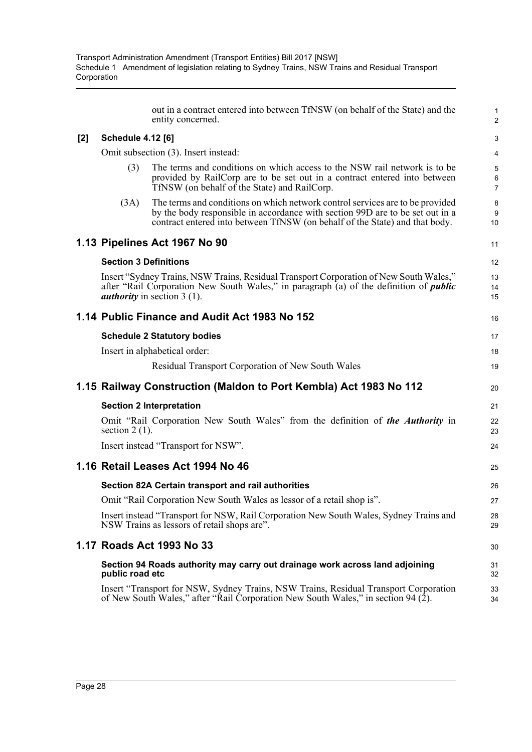out in a contract entered into between TfNSW (on behalf of the State) and the entity concerned.

**[2] Schedule 4.12 [6]**

Omit subsection (3). Insert instead:

(3) The terms and conditions on which access to the NSW rail network is to be provided by RailCorp are to be set out in a contract entered into between TfNSW (on behalf of the State) and RailCorp.

(3A) The terms and conditions on which network control services are to be provided by the body responsible in accordance with section 99D are to be set out in a contract entered into between TfNSW (on behalf of the State) and that body.

## 1.13 Pipelines Act 1967 No 90

**Section 3 Definitions**

Insert "Sydney Trains, NSW Trains, Residual Transport Corporation of New South Wales," after "Rail Corporation New South Wales," in paragraph (a) of the definition of ***public authority*** in section 3 (1).

## 1.14 Public Finance and Audit Act 1983 No 152

**Schedule 2 Statutory bodies**

Insert in alphabetical order:

Residual Transport Corporation of New South Wales

## 1.15 Railway Construction (Maldon to Port Kembla) Act 1983 No 112

**Section 2 Interpretation**

Omit "Rail Corporation New South Wales" from the definition of ***the Authority*** in section 2 (1).

Insert instead "Transport for NSW".

## 1.16 Retail Leases Act 1994 No 46

**Section 82A Certain transport and rail authorities**

Omit "Rail Corporation New South Wales as lessor of a retail shop is".

Insert instead "Transport for NSW, Rail Corporation New South Wales, Sydney Trains and NSW Trains as lessors of retail shops are".

## 1.17 Roads Act 1993 No 33

**Section 94 Roads authority may carry out drainage work across land adjoining public road etc**

Insert "Transport for NSW, Sydney Trains, NSW Trains, Residual Transport Corporation of New South Wales," after "Rail Corporation New South Wales," in section 94 (2).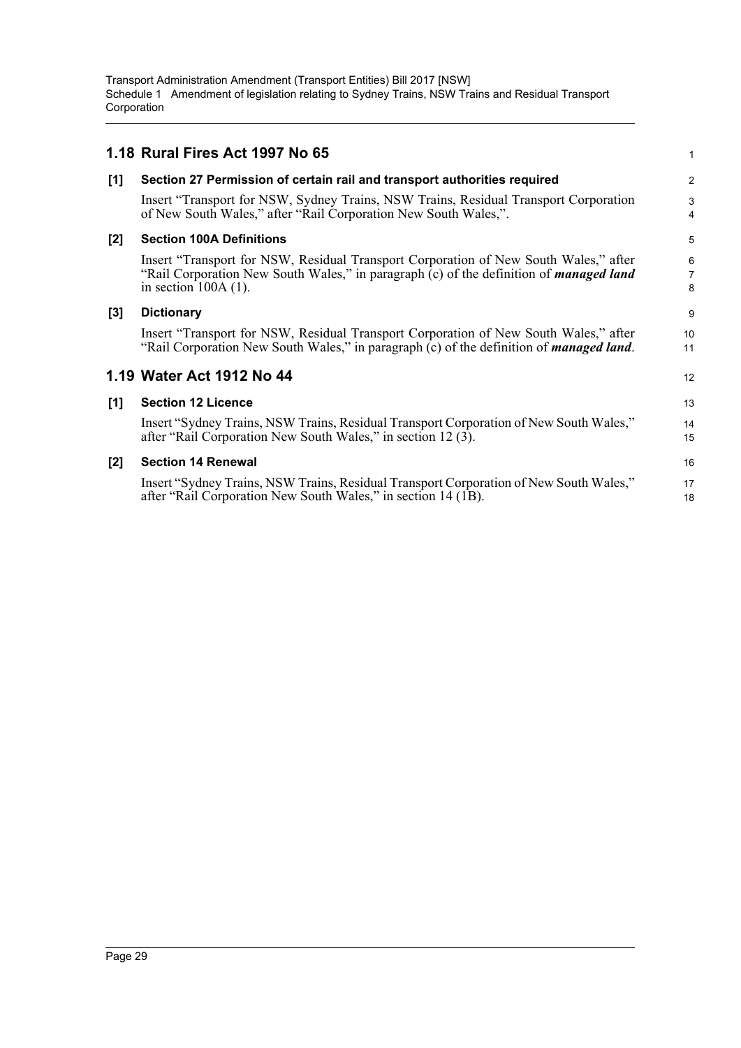## 1.18 Rural Fires Act 1997 No 65

### [1] Section 27 Permission of certain rail and transport authorities required

Insert "Transport for NSW, Sydney Trains, NSW Trains, Residual Transport Corporation of New South Wales," after "Rail Corporation New South Wales,".

### [2] Section 100A Definitions

Insert "Transport for NSW, Residual Transport Corporation of New South Wales," after "Rail Corporation New South Wales," in paragraph (c) of the definition of ***managed land*** in section 100A (1).

### [3] Dictionary

Insert "Transport for NSW, Residual Transport Corporation of New South Wales," after "Rail Corporation New South Wales," in paragraph (c) of the definition of ***managed land***.

## 1.19 Water Act 1912 No 44

### [1] Section 12 Licence

Insert "Sydney Trains, NSW Trains, Residual Transport Corporation of New South Wales," after "Rail Corporation New South Wales," in section 12 (3).

### [2] Section 14 Renewal

Insert "Sydney Trains, NSW Trains, Residual Transport Corporation of New South Wales," after "Rail Corporation New South Wales," in section 14 (1B).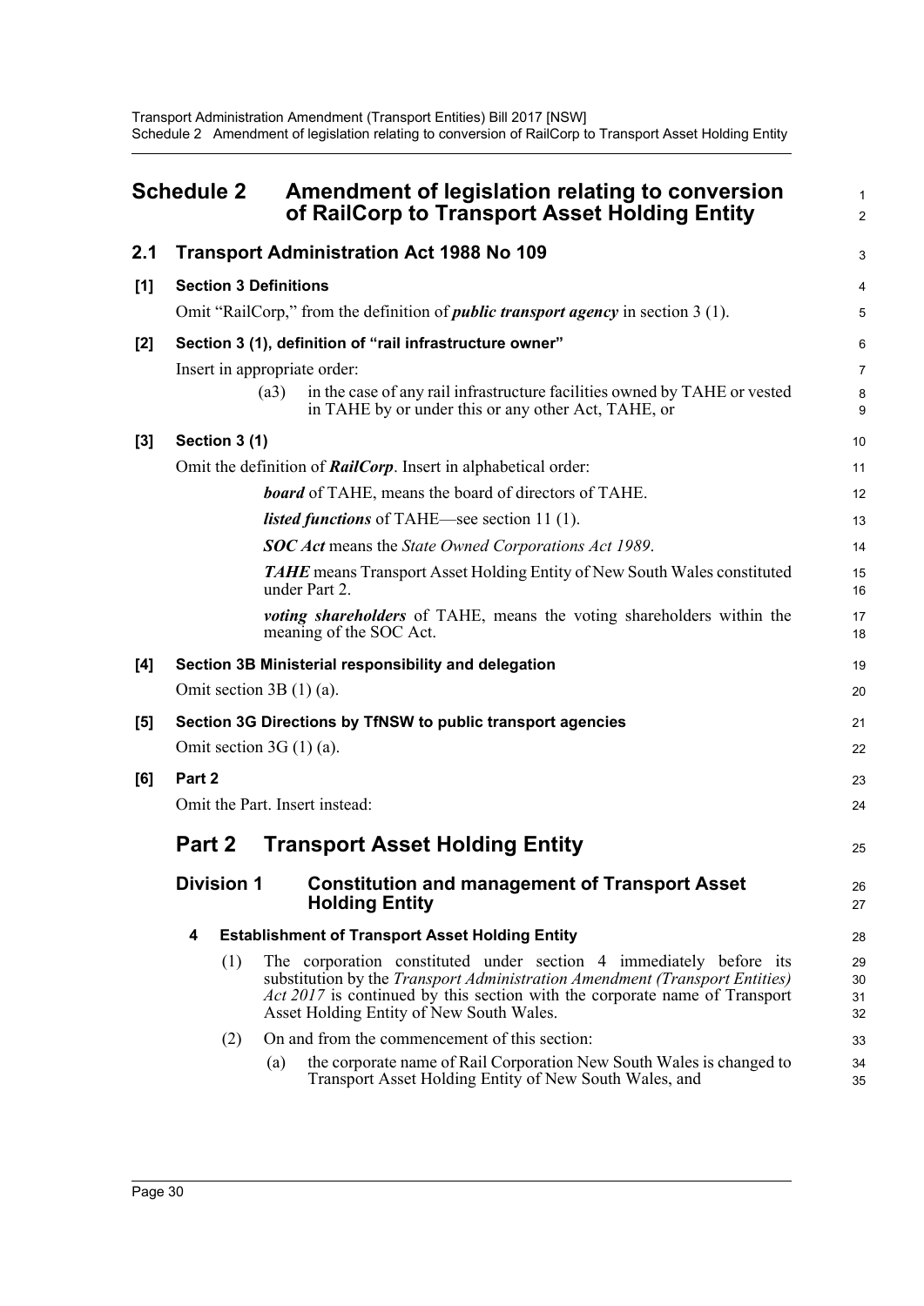## Schedule 2 Amendment of legislation relating to conversion of RailCorp to Transport Asset Holding Entity

### 2.1 Transport Administration Act 1988 No 109

**[1] Section 3 Definitions**

Omit "RailCorp," from the definition of ***public transport agency*** in section 3 (1).

**[2] Section 3 (1), definition of "rail infrastructure owner"**

Insert in appropriate order:

(a3) in the case of any rail infrastructure facilities owned by TAHE or vested in TAHE by or under this or any other Act, TAHE, or

**[3] Section 3 (1)**

Omit the definition of ***RailCorp***. Insert in alphabetical order:

***board*** of TAHE, means the board of directors of TAHE.

***listed functions*** of TAHE—see section 11 (1).

***SOC Act*** means the *State Owned Corporations Act 1989*.

***TAHE*** means Transport Asset Holding Entity of New South Wales constituted under Part 2.

***voting shareholders*** of TAHE, means the voting shareholders within the meaning of the SOC Act.

**[4] Section 3B Ministerial responsibility and delegation**

Omit section 3B (1) (a).

**[5] Section 3G Directions by TfNSW to public transport agencies**

Omit section 3G (1) (a).

**[6] Part 2**

Omit the Part. Insert instead:

## Part 2 Transport Asset Holding Entity

### Division 1 Constitution and management of Transport Asset Holding Entity

**4 Establishment of Transport Asset Holding Entity**

(1) The corporation constituted under section 4 immediately before its substitution by the *Transport Administration Amendment (Transport Entities) Act 2017* is continued by this section with the corporate name of Transport Asset Holding Entity of New South Wales.

(2) On and from the commencement of this section:

(a) the corporate name of Rail Corporation New South Wales is changed to Transport Asset Holding Entity of New South Wales, and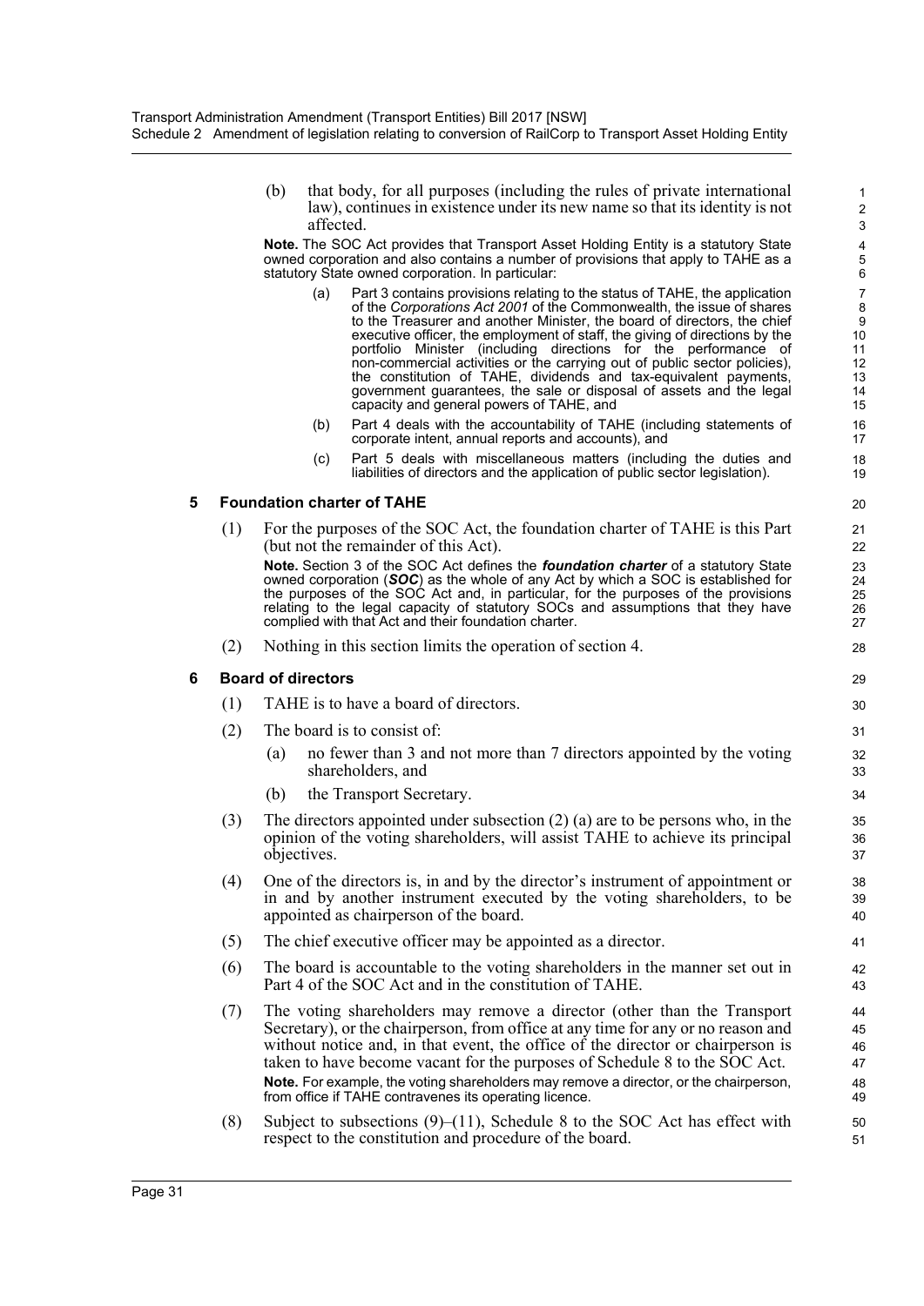(b) that body, for all purposes (including the rules of private international law), continues in existence under its new name so that its identity is not affected.

**Note.** The SOC Act provides that Transport Asset Holding Entity is a statutory State owned corporation and also contains a number of provisions that apply to TAHE as a statutory State owned corporation. In particular:

(a) Part 3 contains provisions relating to the status of TAHE, the application of the *Corporations Act 2001* of the Commonwealth, the issue of shares to the Treasurer and another Minister, the board of directors, the chief executive officer, the employment of staff, the giving of directions by the portfolio Minister (including directions for the performance of non-commercial activities or the carrying out of public sector policies), the constitution of TAHE, dividends and tax-equivalent payments, government guarantees, the sale or disposal of assets and the legal capacity and general powers of TAHE, and

(b) Part 4 deals with the accountability of TAHE (including statements of corporate intent, annual reports and accounts), and

(c) Part 5 deals with miscellaneous matters (including the duties and liabilities of directors and the application of public sector legislation).

### 5 Foundation charter of TAHE

(1) For the purposes of the SOC Act, the foundation charter of TAHE is this Part (but not the remainder of this Act).

**Note.** Section 3 of the SOC Act defines the ***foundation charter*** of a statutory State owned corporation (***SOC***) as the whole of any Act by which a SOC is established for the purposes of the SOC Act and, in particular, for the purposes of the provisions relating to the legal capacity of statutory SOCs and assumptions that they have complied with that Act and their foundation charter.

(2) Nothing in this section limits the operation of section 4.

### 6 Board of directors

(1) TAHE is to have a board of directors.

(2) The board is to consist of:

(a) no fewer than 3 and not more than 7 directors appointed by the voting shareholders, and

(b) the Transport Secretary.

(3) The directors appointed under subsection (2) (a) are to be persons who, in the opinion of the voting shareholders, will assist TAHE to achieve its principal objectives.

(4) One of the directors is, in and by the director's instrument of appointment or in and by another instrument executed by the voting shareholders, to be appointed as chairperson of the board.

(5) The chief executive officer may be appointed as a director.

(6) The board is accountable to the voting shareholders in the manner set out in Part 4 of the SOC Act and in the constitution of TAHE.

(7) The voting shareholders may remove a director (other than the Transport Secretary), or the chairperson, from office at any time for any or no reason and without notice and, in that event, the office of the director or chairperson is taken to have become vacant for the purposes of Schedule 8 to the SOC Act.

**Note.** For example, the voting shareholders may remove a director, or the chairperson, from office if TAHE contravenes its operating licence.

(8) Subject to subsections (9)–(11), Schedule 8 to the SOC Act has effect with respect to the constitution and procedure of the board.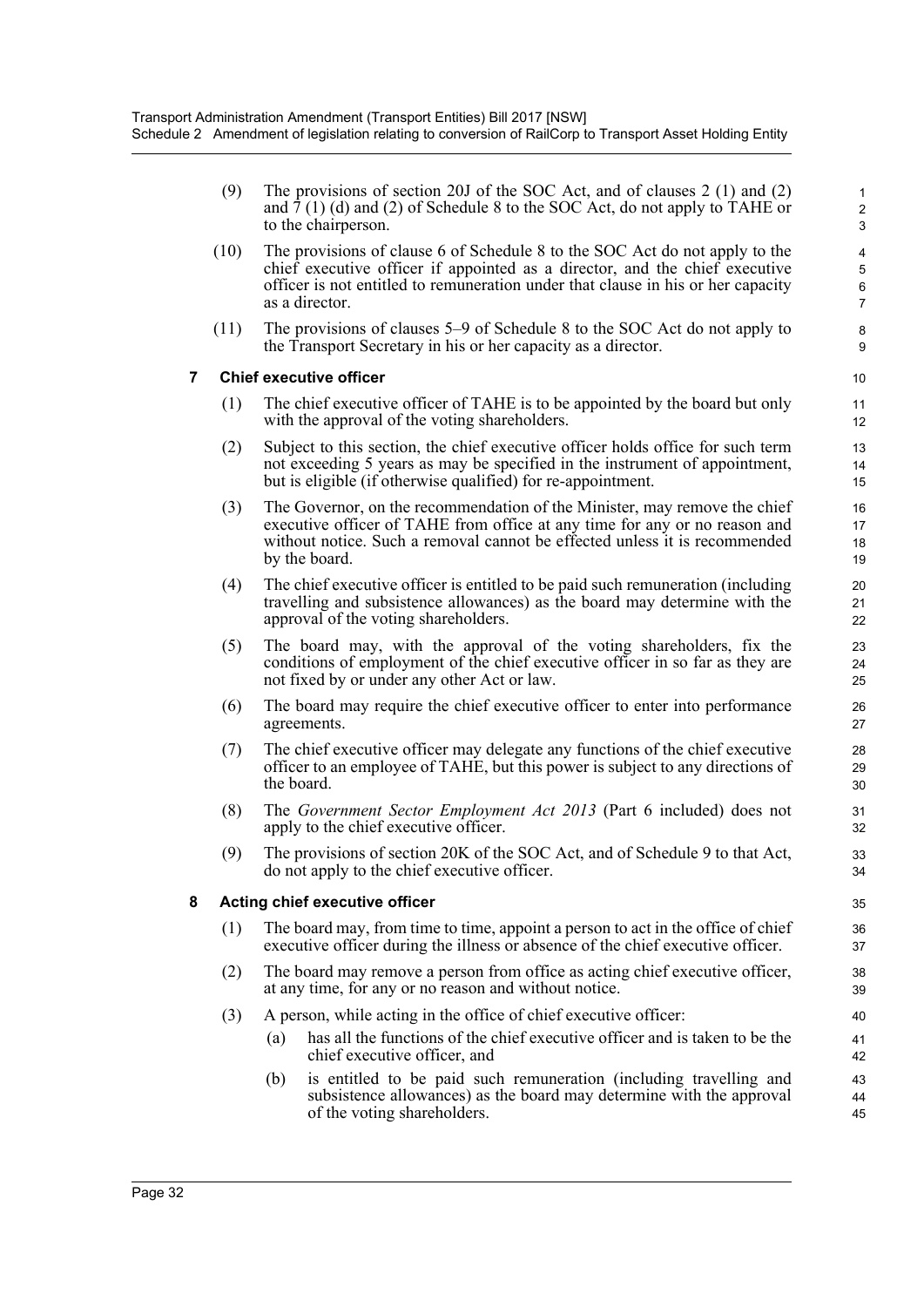(9) The provisions of section 20J of the SOC Act, and of clauses 2 (1) and (2) and 7 (1) (d) and (2) of Schedule 8 to the SOC Act, do not apply to TAHE or to the chairperson.

(10) The provisions of clause 6 of Schedule 8 to the SOC Act do not apply to the chief executive officer if appointed as a director, and the chief executive officer is not entitled to remuneration under that clause in his or her capacity as a director.

(11) The provisions of clauses 5–9 of Schedule 8 to the SOC Act do not apply to the Transport Secretary in his or her capacity as a director.

### 7 Chief executive officer

(1) The chief executive officer of TAHE is to be appointed by the board but only with the approval of the voting shareholders.

(2) Subject to this section, the chief executive officer holds office for such term not exceeding 5 years as may be specified in the instrument of appointment, but is eligible (if otherwise qualified) for re-appointment.

(3) The Governor, on the recommendation of the Minister, may remove the chief executive officer of TAHE from office at any time for any or no reason and without notice. Such a removal cannot be effected unless it is recommended by the board.

(4) The chief executive officer is entitled to be paid such remuneration (including travelling and subsistence allowances) as the board may determine with the approval of the voting shareholders.

(5) The board may, with the approval of the voting shareholders, fix the conditions of employment of the chief executive officer in so far as they are not fixed by or under any other Act or law.

(6) The board may require the chief executive officer to enter into performance agreements.

(7) The chief executive officer may delegate any functions of the chief executive officer to an employee of TAHE, but this power is subject to any directions of the board.

(8) The *Government Sector Employment Act 2013* (Part 6 included) does not apply to the chief executive officer.

(9) The provisions of section 20K of the SOC Act, and of Schedule 9 to that Act, do not apply to the chief executive officer.

### 8 Acting chief executive officer

(1) The board may, from time to time, appoint a person to act in the office of chief executive officer during the illness or absence of the chief executive officer.

(2) The board may remove a person from office as acting chief executive officer, at any time, for any or no reason and without notice.

(3) A person, while acting in the office of chief executive officer:

(a) has all the functions of the chief executive officer and is taken to be the chief executive officer, and

(b) is entitled to be paid such remuneration (including travelling and subsistence allowances) as the board may determine with the approval of the voting shareholders.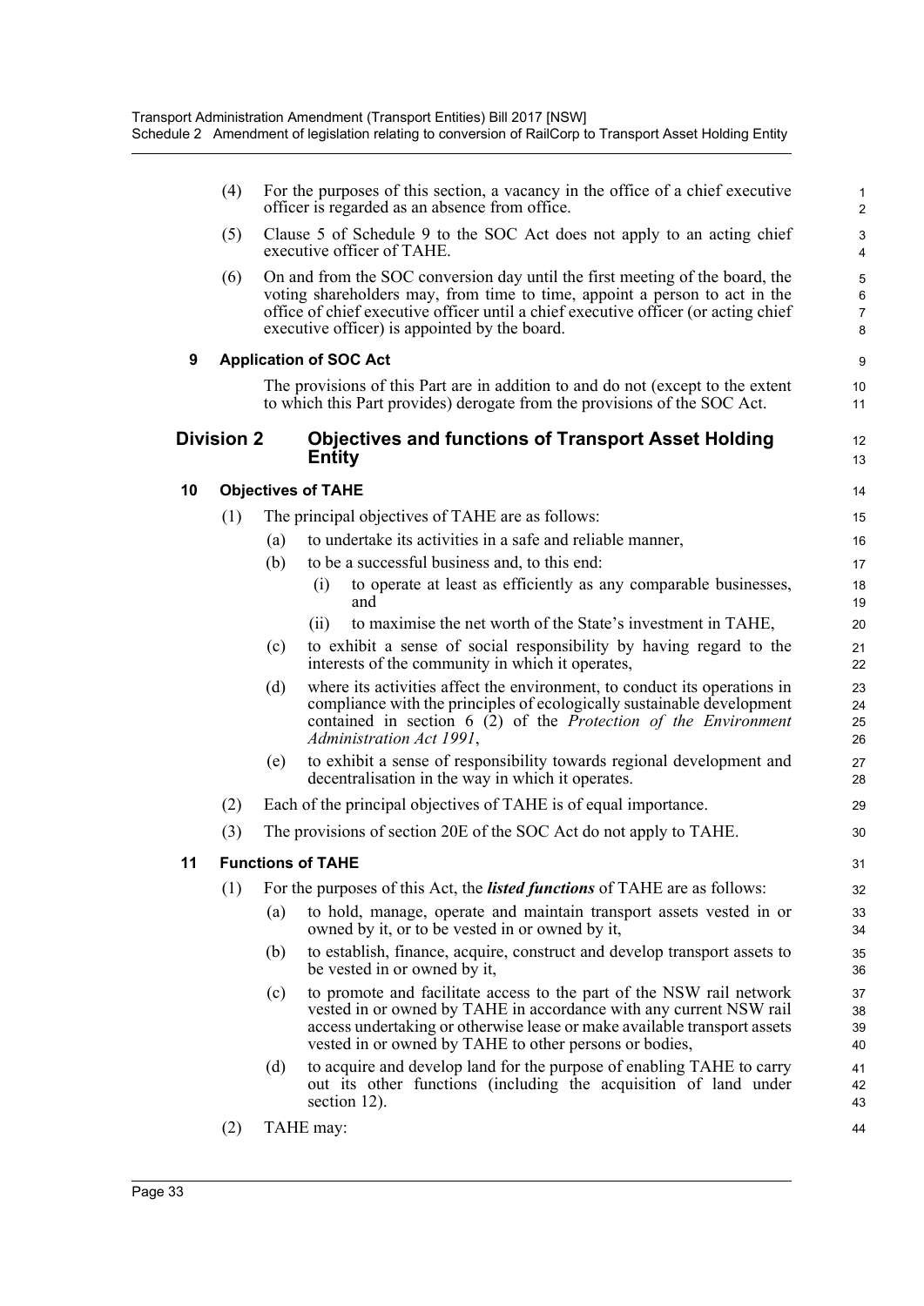(4) For the purposes of this section, a vacancy in the office of a chief executive officer is regarded as an absence from office.

(5) Clause 5 of Schedule 9 to the SOC Act does not apply to an acting chief executive officer of TAHE.

(6) On and from the SOC conversion day until the first meeting of the board, the voting shareholders may, from time to time, appoint a person to act in the office of chief executive officer until a chief executive officer (or acting chief executive officer) is appointed by the board.

### 9 Application of SOC Act

The provisions of this Part are in addition to and do not (except to the extent to which this Part provides) derogate from the provisions of the SOC Act.

## Division 2 Objectives and functions of Transport Asset Holding Entity

### 10 Objectives of TAHE

(1) The principal objectives of TAHE are as follows:

(a) to undertake its activities in a safe and reliable manner,

(b) to be a successful business and, to this end:

(i) to operate at least as efficiently as any comparable businesses, and

(ii) to maximise the net worth of the State's investment in TAHE,

(c) to exhibit a sense of social responsibility by having regard to the interests of the community in which it operates,

(d) where its activities affect the environment, to conduct its operations in compliance with the principles of ecologically sustainable development contained in section 6 (2) of the *Protection of the Environment Administration Act 1991*,

(e) to exhibit a sense of responsibility towards regional development and decentralisation in the way in which it operates.

(2) Each of the principal objectives of TAHE is of equal importance.

(3) The provisions of section 20E of the SOC Act do not apply to TAHE.

### 11 Functions of TAHE

(1) For the purposes of this Act, the ***listed functions*** of TAHE are as follows:

(a) to hold, manage, operate and maintain transport assets vested in or owned by it, or to be vested in or owned by it,

(b) to establish, finance, acquire, construct and develop transport assets to be vested in or owned by it,

(c) to promote and facilitate access to the part of the NSW rail network vested in or owned by TAHE in accordance with any current NSW rail access undertaking or otherwise lease or make available transport assets vested in or owned by TAHE to other persons or bodies,

(d) to acquire and develop land for the purpose of enabling TAHE to carry out its other functions (including the acquisition of land under section 12).

(2) TAHE may: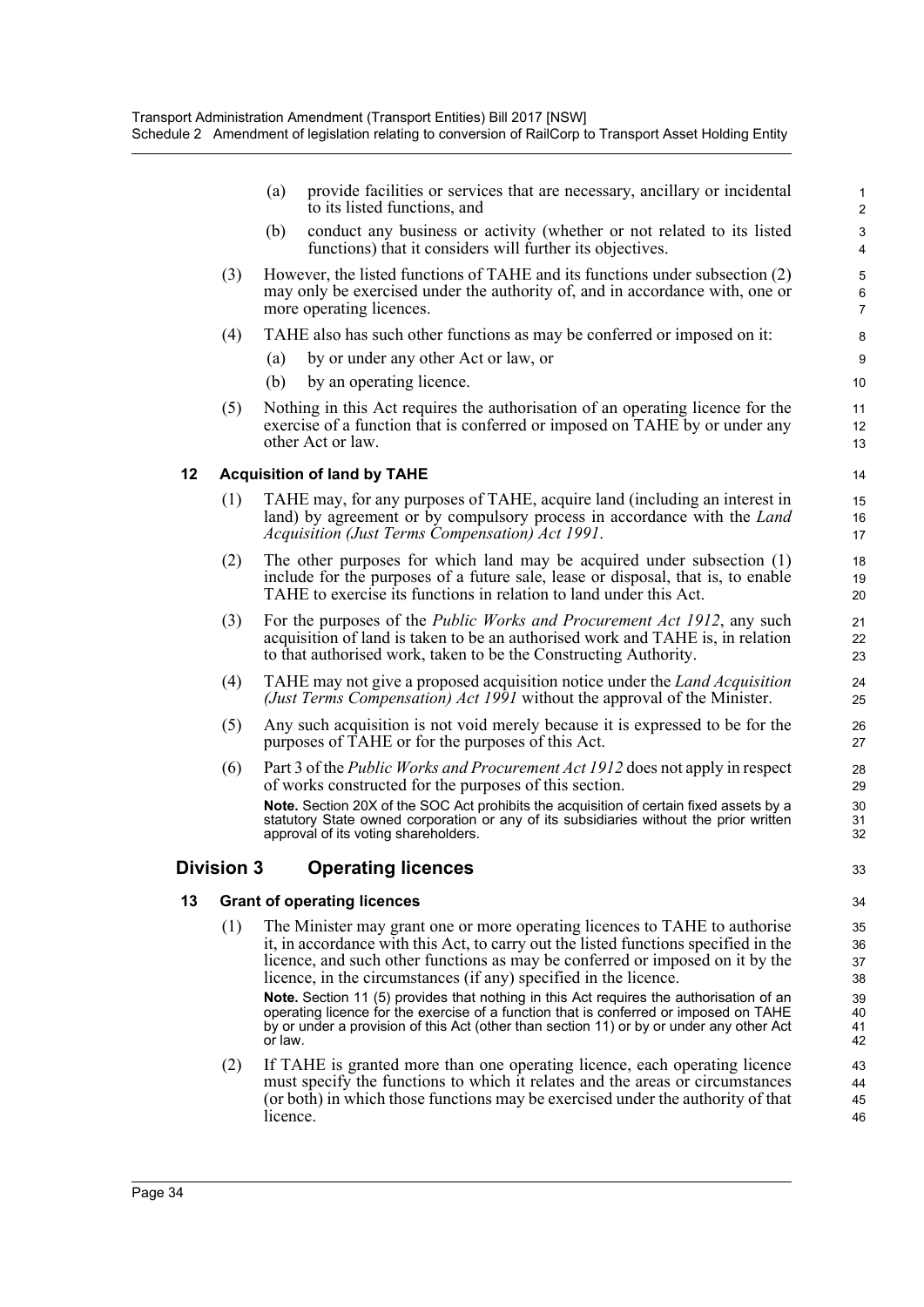(a) provide facilities or services that are necessary, ancillary or incidental to its listed functions, and

(b) conduct any business or activity (whether or not related to its listed functions) that it considers will further its objectives.

(3) However, the listed functions of TAHE and its functions under subsection (2) may only be exercised under the authority of, and in accordance with, one or more operating licences.

(4) TAHE also has such other functions as may be conferred or imposed on it:

(a) by or under any other Act or law, or

(b) by an operating licence.

(5) Nothing in this Act requires the authorisation of an operating licence for the exercise of a function that is conferred or imposed on TAHE by or under any other Act or law.

### 12 Acquisition of land by TAHE

(1) TAHE may, for any purposes of TAHE, acquire land (including an interest in land) by agreement or by compulsory process in accordance with the *Land Acquisition (Just Terms Compensation) Act 1991*.

(2) The other purposes for which land may be acquired under subsection (1) include for the purposes of a future sale, lease or disposal, that is, to enable TAHE to exercise its functions in relation to land under this Act.

(3) For the purposes of the *Public Works and Procurement Act 1912*, any such acquisition of land is taken to be an authorised work and TAHE is, in relation to that authorised work, taken to be the Constructing Authority.

(4) TAHE may not give a proposed acquisition notice under the *Land Acquisition (Just Terms Compensation) Act 1991* without the approval of the Minister.

(5) Any such acquisition is not void merely because it is expressed to be for the purposes of TAHE or for the purposes of this Act.

(6) Part 3 of the *Public Works and Procurement Act 1912* does not apply in respect of works constructed for the purposes of this section.

**Note.** Section 20X of the SOC Act prohibits the acquisition of certain fixed assets by a statutory State owned corporation or any of its subsidiaries without the prior written approval of its voting shareholders.

## Division 3 Operating licences

### 13 Grant of operating licences

(1) The Minister may grant one or more operating licences to TAHE to authorise it, in accordance with this Act, to carry out the listed functions specified in the licence, and such other functions as may be conferred or imposed on it by the licence, in the circumstances (if any) specified in the licence.

**Note.** Section 11 (5) provides that nothing in this Act requires the authorisation of an operating licence for the exercise of a function that is conferred or imposed on TAHE by or under a provision of this Act (other than section 11) or by or under any other Act or law.

(2) If TAHE is granted more than one operating licence, each operating licence must specify the functions to which it relates and the areas or circumstances (or both) in which those functions may be exercised under the authority of that licence.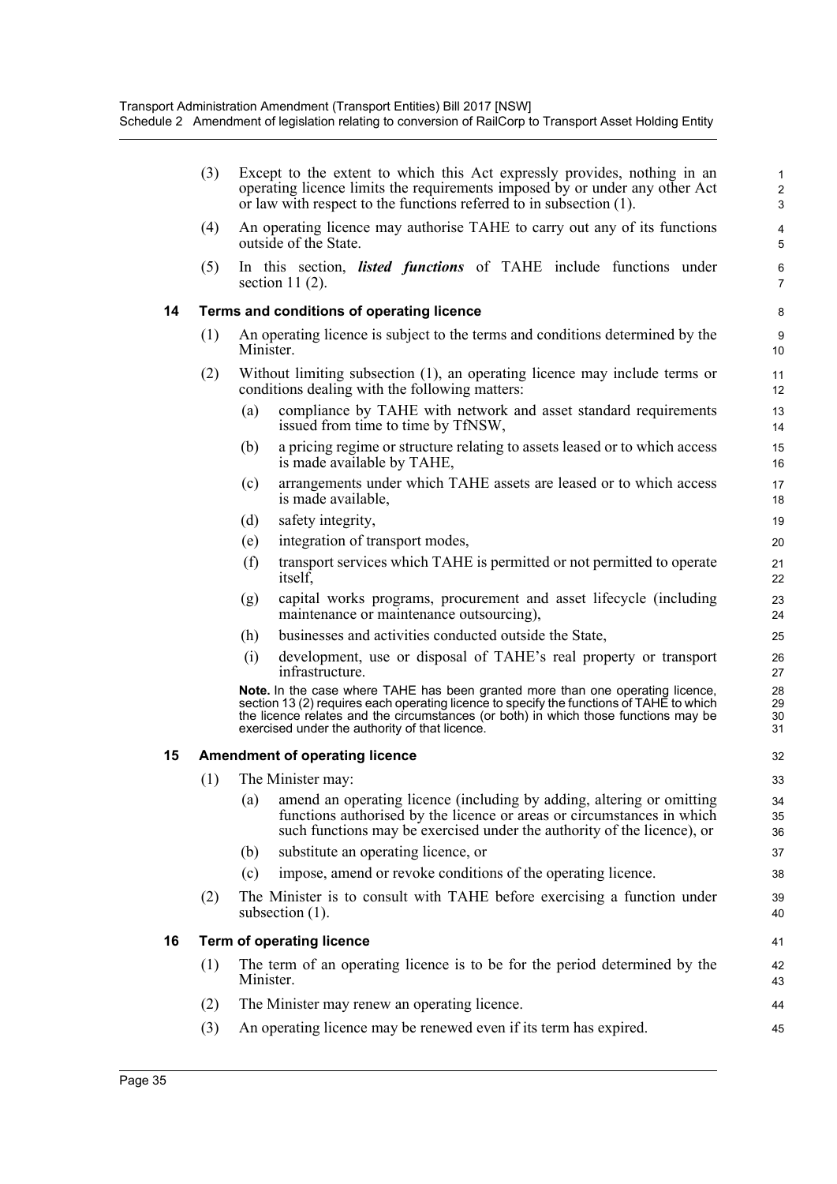(3) Except to the extent to which this Act expressly provides, nothing in an operating licence limits the requirements imposed by or under any other Act or law with respect to the functions referred to in subsection (1).

(4) An operating licence may authorise TAHE to carry out any of its functions outside of the State.

(5) In this section, ***listed functions*** of TAHE include functions under section 11 (2).

### 14 Terms and conditions of operating licence

(1) An operating licence is subject to the terms and conditions determined by the Minister.

(2) Without limiting subsection (1), an operating licence may include terms or conditions dealing with the following matters:

- (a) compliance by TAHE with network and asset standard requirements issued from time to time by TfNSW,
- (b) a pricing regime or structure relating to assets leased or to which access is made available by TAHE,
- (c) arrangements under which TAHE assets are leased or to which access is made available,
- (d) safety integrity,
- (e) integration of transport modes,
- (f) transport services which TAHE is permitted or not permitted to operate itself,
- (g) capital works programs, procurement and asset lifecycle (including maintenance or maintenance outsourcing),
- (h) businesses and activities conducted outside the State,
- (i) development, use or disposal of TAHE's real property or transport infrastructure.

**Note.** In the case where TAHE has been granted more than one operating licence, section 13 (2) requires each operating licence to specify the functions of TAHE to which the licence relates and the circumstances (or both) in which those functions may be exercised under the authority of that licence.

### 15 Amendment of operating licence

(1) The Minister may:

- (a) amend an operating licence (including by adding, altering or omitting functions authorised by the licence or areas or circumstances in which such functions may be exercised under the authority of the licence), or
- (b) substitute an operating licence, or
- (c) impose, amend or revoke conditions of the operating licence.

(2) The Minister is to consult with TAHE before exercising a function under subsection (1).

### 16 Term of operating licence

(1) The term of an operating licence is to be for the period determined by the Minister.

(2) The Minister may renew an operating licence.

(3) An operating licence may be renewed even if its term has expired.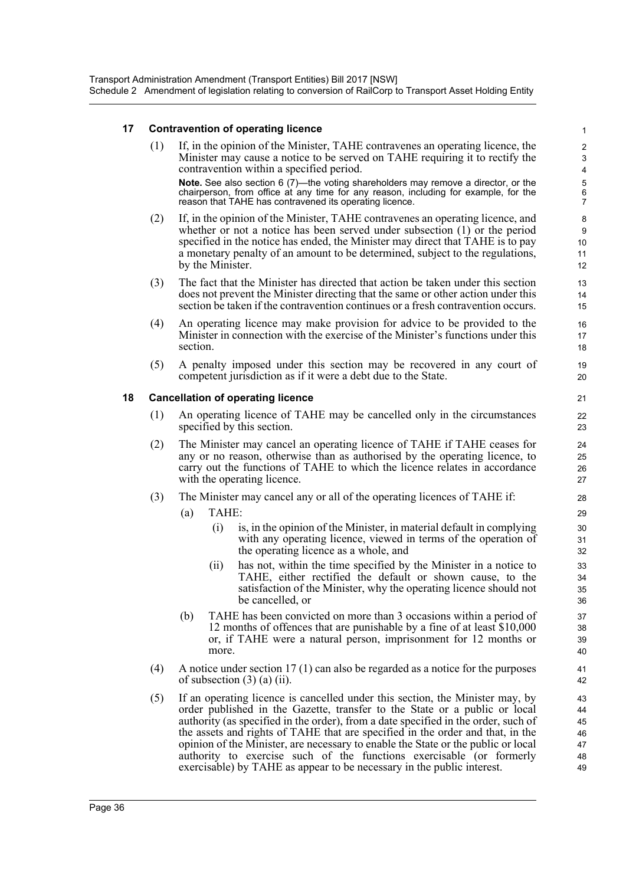### 17 Contravention of operating licence

(1) If, in the opinion of the Minister, TAHE contravenes an operating licence, the Minister may cause a notice to be served on TAHE requiring it to rectify the contravention within a specified period.

**Note.** See also section 6 (7)—the voting shareholders may remove a director, or the chairperson, from office at any time for any reason, including for example, for the reason that TAHE has contravened its operating licence.

(2) If, in the opinion of the Minister, TAHE contravenes an operating licence, and whether or not a notice has been served under subsection (1) or the period specified in the notice has ended, the Minister may direct that TAHE is to pay a monetary penalty of an amount to be determined, subject to the regulations, by the Minister.

(3) The fact that the Minister has directed that action be taken under this section does not prevent the Minister directing that the same or other action under this section be taken if the contravention continues or a fresh contravention occurs.

(4) An operating licence may make provision for advice to be provided to the Minister in connection with the exercise of the Minister's functions under this section.

(5) A penalty imposed under this section may be recovered in any court of competent jurisdiction as if it were a debt due to the State.

### 18 Cancellation of operating licence

(1) An operating licence of TAHE may be cancelled only in the circumstances specified by this section.

(2) The Minister may cancel an operating licence of TAHE if TAHE ceases for any or no reason, otherwise than as authorised by the operating licence, to carry out the functions of TAHE to which the licence relates in accordance with the operating licence.

(3) The Minister may cancel any or all of the operating licences of TAHE if:

(a) TAHE:

(i) is, in the opinion of the Minister, in material default in complying with any operating licence, viewed in terms of the operation of the operating licence as a whole, and

(ii) has not, within the time specified by the Minister in a notice to TAHE, either rectified the default or shown cause, to the satisfaction of the Minister, why the operating licence should not be cancelled, or

(b) TAHE has been convicted on more than 3 occasions within a period of 12 months of offences that are punishable by a fine of at least $10,000 or, if TAHE were a natural person, imprisonment for 12 months or more.

(4) A notice under section 17 (1) can also be regarded as a notice for the purposes of subsection (3) (a) (ii).

(5) If an operating licence is cancelled under this section, the Minister may, by order published in the Gazette, transfer to the State or a public or local authority (as specified in the order), from a date specified in the order, such of the assets and rights of TAHE that are specified in the order and that, in the opinion of the Minister, are necessary to enable the State or the public or local authority to exercise such of the functions exercisable (or formerly exercisable) by TAHE as appear to be necessary in the public interest.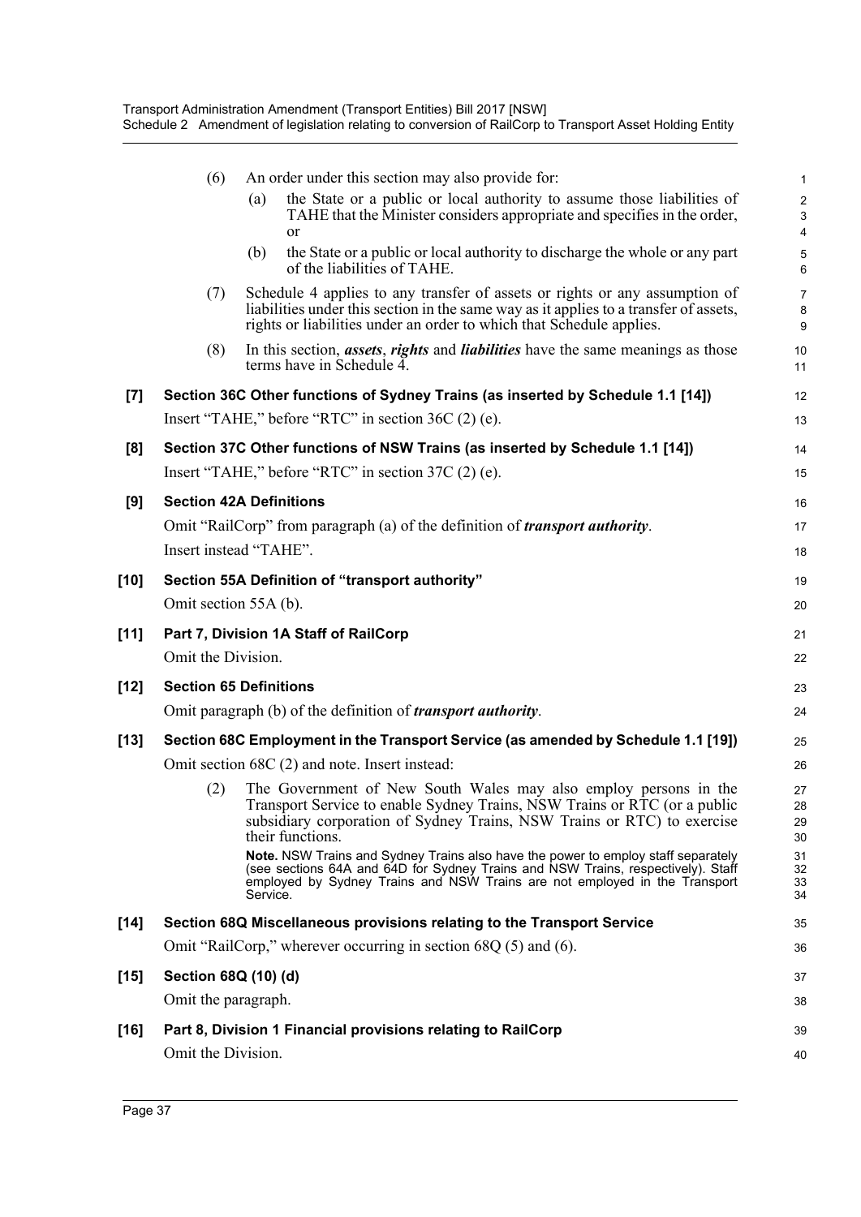(6) An order under this section may also provide for:

(a) the State or a public or local authority to assume those liabilities of TAHE that the Minister considers appropriate and specifies in the order, or

(b) the State or a public or local authority to discharge the whole or any part of the liabilities of TAHE.

(7) Schedule 4 applies to any transfer of assets or rights or any assumption of liabilities under this section in the same way as it applies to a transfer of assets, rights or liabilities under an order to which that Schedule applies.

(8) In this section, ***assets***, ***rights*** and ***liabilities*** have the same meanings as those terms have in Schedule 4.

**[7] Section 36C Other functions of Sydney Trains (as inserted by Schedule 1.1 [14])**

Insert "TAHE," before "RTC" in section 36C (2) (e).

**[8] Section 37C Other functions of NSW Trains (as inserted by Schedule 1.1 [14])**

Insert "TAHE," before "RTC" in section 37C (2) (e).

**[9] Section 42A Definitions**

Omit "RailCorp" from paragraph (a) of the definition of ***transport authority***.

Insert instead "TAHE".

**[10] Section 55A Definition of "transport authority"**

Omit section 55A (b).

**[11] Part 7, Division 1A Staff of RailCorp**

Omit the Division.

**[12] Section 65 Definitions**

Omit paragraph (b) of the definition of ***transport authority***.

**[13] Section 68C Employment in the Transport Service (as amended by Schedule 1.1 [19])**

Omit section 68C (2) and note. Insert instead:

(2) The Government of New South Wales may also employ persons in the Transport Service to enable Sydney Trains, NSW Trains or RTC (or a public subsidiary corporation of Sydney Trains, NSW Trains or RTC) to exercise their functions.

**Note.** NSW Trains and Sydney Trains also have the power to employ staff separately (see sections 64A and 64D for Sydney Trains and NSW Trains, respectively). Staff employed by Sydney Trains and NSW Trains are not employed in the Transport Service.

**[14] Section 68Q Miscellaneous provisions relating to the Transport Service**

Omit "RailCorp," wherever occurring in section 68Q (5) and (6).

**[15] Section 68Q (10) (d)**

Omit the paragraph.

**[16] Part 8, Division 1 Financial provisions relating to RailCorp**

Omit the Division.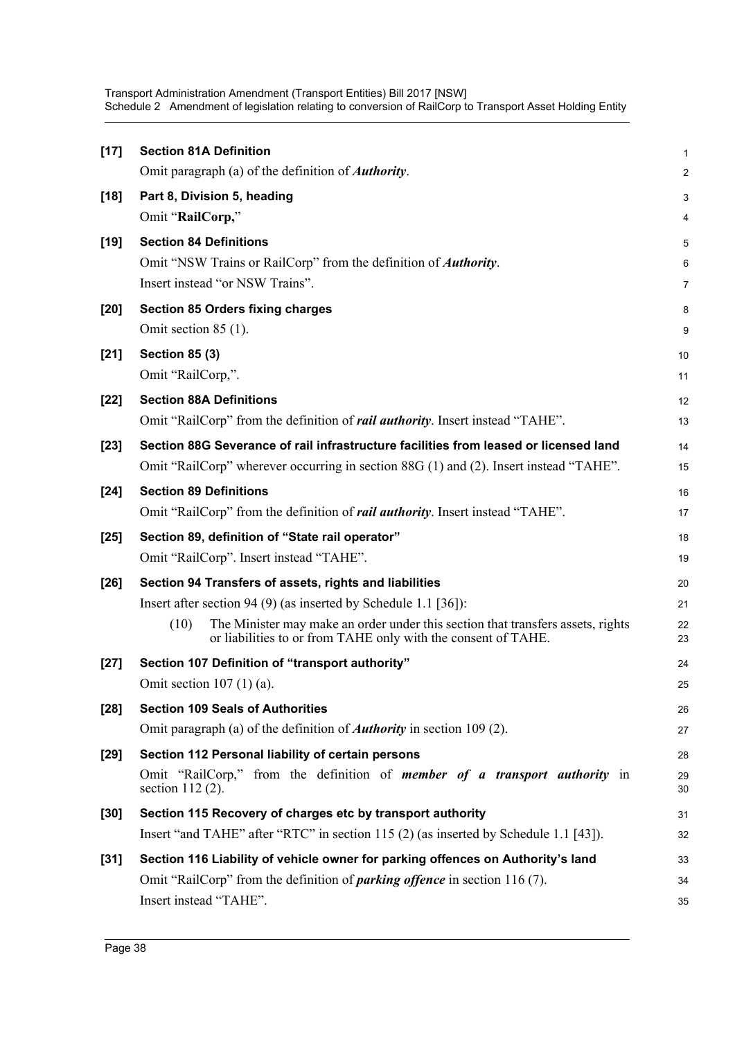**[17] Section 81A Definition**

Omit paragraph (a) of the definition of ***Authority***.

**[18] Part 8, Division 5, heading**

Omit "**RailCorp,**"

**[19] Section 84 Definitions**

Omit "NSW Trains or RailCorp" from the definition of ***Authority***.

Insert instead "or NSW Trains".

**[20] Section 85 Orders fixing charges**

Omit section 85 (1).

**[21] Section 85 (3)**

Omit "RailCorp,".

**[22] Section 88A Definitions**

Omit "RailCorp" from the definition of ***rail authority***. Insert instead "TAHE".

**[23] Section 88G Severance of rail infrastructure facilities from leased or licensed land**

Omit "RailCorp" wherever occurring in section 88G (1) and (2). Insert instead "TAHE".

**[24] Section 89 Definitions**

Omit "RailCorp" from the definition of ***rail authority***. Insert instead "TAHE".

**[25] Section 89, definition of "State rail operator"**

Omit "RailCorp". Insert instead "TAHE".

**[26] Section 94 Transfers of assets, rights and liabilities**

Insert after section 94 (9) (as inserted by Schedule 1.1 [36]):

> (10) The Minister may make an order under this section that transfers assets, rights or liabilities to or from TAHE only with the consent of TAHE.

**[27] Section 107 Definition of "transport authority"**

Omit section 107 (1) (a).

**[28] Section 109 Seals of Authorities**

Omit paragraph (a) of the definition of ***Authority*** in section 109 (2).

**[29] Section 112 Personal liability of certain persons**

Omit "RailCorp," from the definition of ***member of a transport authority*** in section 112 (2).

**[30] Section 115 Recovery of charges etc by transport authority**

Insert "and TAHE" after "RTC" in section 115 (2) (as inserted by Schedule 1.1 [43]).

**[31] Section 116 Liability of vehicle owner for parking offences on Authority's land**

Omit "RailCorp" from the definition of ***parking offence*** in section 116 (7).

Insert instead "TAHE".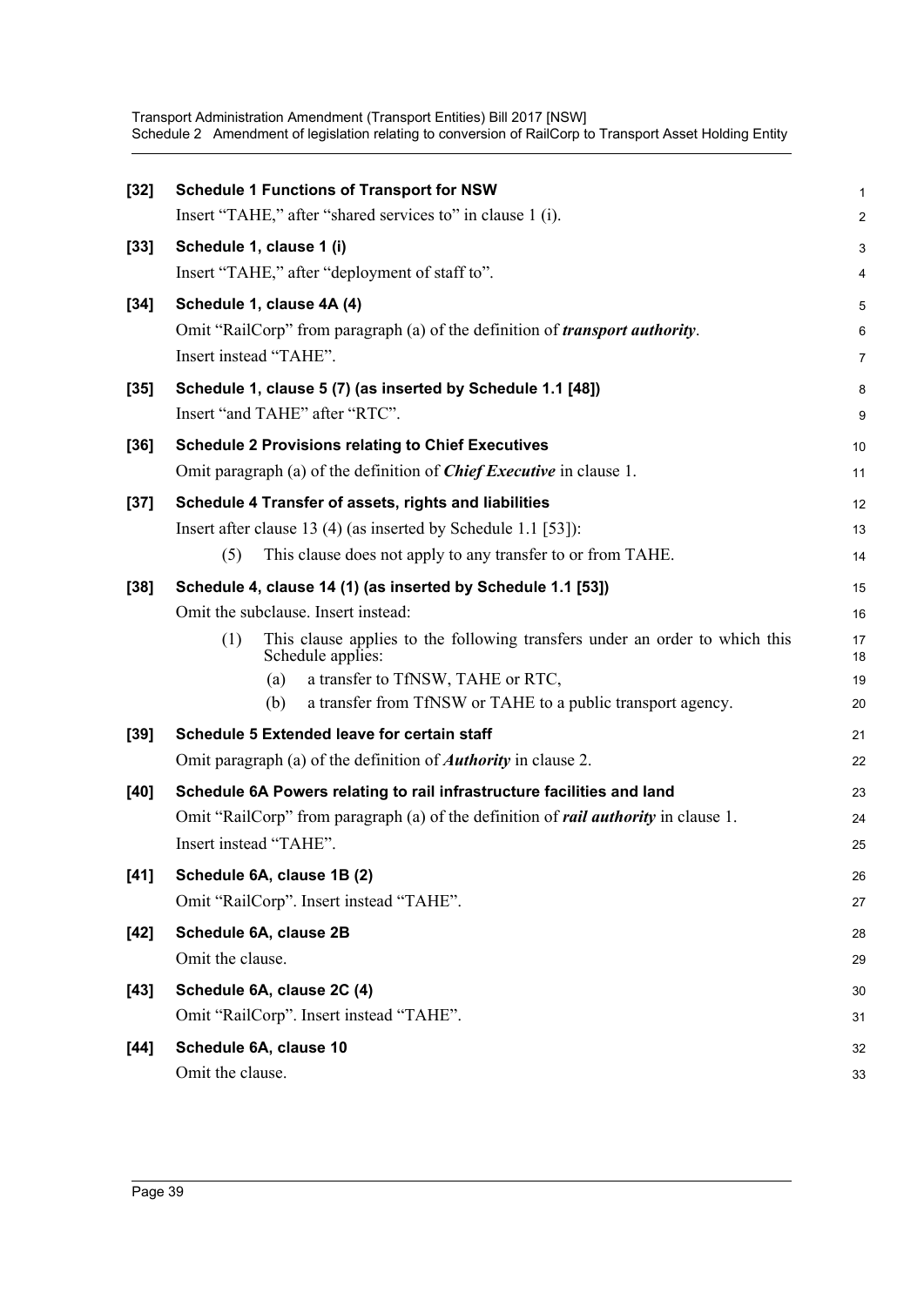**[32] Schedule 1 Functions of Transport for NSW**

Insert "TAHE," after "shared services to" in clause 1 (i).

**[33] Schedule 1, clause 1 (i)**

Insert "TAHE," after "deployment of staff to".

**[34] Schedule 1, clause 4A (4)**

Omit "RailCorp" from paragraph (a) of the definition of ***transport authority***.

Insert instead "TAHE".

**[35] Schedule 1, clause 5 (7) (as inserted by Schedule 1.1 [48])**

Insert "and TAHE" after "RTC".

**[36] Schedule 2 Provisions relating to Chief Executives**

Omit paragraph (a) of the definition of ***Chief Executive*** in clause 1.

**[37] Schedule 4 Transfer of assets, rights and liabilities**

Insert after clause 13 (4) (as inserted by Schedule 1.1 [53]):

(5) This clause does not apply to any transfer to or from TAHE.

**[38] Schedule 4, clause 14 (1) (as inserted by Schedule 1.1 [53])**

Omit the subclause. Insert instead:

(1) This clause applies to the following transfers under an order to which this Schedule applies:

(a) a transfer to TfNSW, TAHE or RTC,

(b) a transfer from TfNSW or TAHE to a public transport agency.

**[39] Schedule 5 Extended leave for certain staff**

Omit paragraph (a) of the definition of ***Authority*** in clause 2.

**[40] Schedule 6A Powers relating to rail infrastructure facilities and land**

Omit "RailCorp" from paragraph (a) of the definition of ***rail authority*** in clause 1.

Insert instead "TAHE".

**[41] Schedule 6A, clause 1B (2)**

Omit "RailCorp". Insert instead "TAHE".

**[42] Schedule 6A, clause 2B**

Omit the clause.

**[43] Schedule 6A, clause 2C (4)**

Omit "RailCorp". Insert instead "TAHE".

**[44] Schedule 6A, clause 10**

Omit the clause.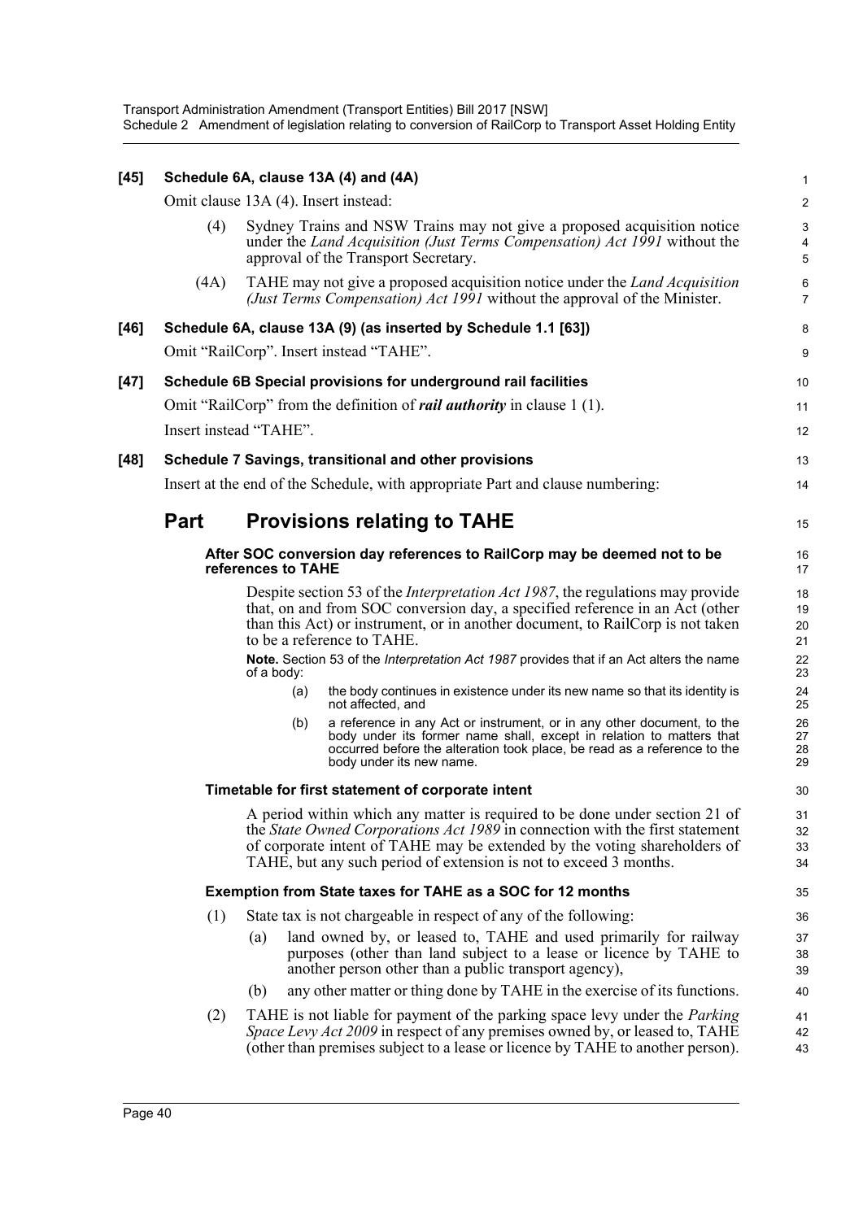**[45] Schedule 6A, clause 13A (4) and (4A)**

Omit clause 13A (4). Insert instead:

(4) Sydney Trains and NSW Trains may not give a proposed acquisition notice under the *Land Acquisition (Just Terms Compensation) Act 1991* without the approval of the Transport Secretary.

(4A) TAHE may not give a proposed acquisition notice under the *Land Acquisition (Just Terms Compensation) Act 1991* without the approval of the Minister.

**[46] Schedule 6A, clause 13A (9) (as inserted by Schedule 1.1 [63])**

Omit "RailCorp". Insert instead "TAHE".

**[47] Schedule 6B Special provisions for underground rail facilities**

Omit "RailCorp" from the definition of ***rail authority*** in clause 1 (1).

Insert instead "TAHE".

**[48] Schedule 7 Savings, transitional and other provisions**

Insert at the end of the Schedule, with appropriate Part and clause numbering:

## Part Provisions relating to TAHE

**After SOC conversion day references to RailCorp may be deemed not to be references to TAHE**

Despite section 53 of the *Interpretation Act 1987*, the regulations may provide that, on and from SOC conversion day, a specified reference in an Act (other than this Act) or instrument, or in another document, to RailCorp is not taken to be a reference to TAHE.

**Note.** Section 53 of the *Interpretation Act 1987* provides that if an Act alters the name of a body:

(a) the body continues in existence under its new name so that its identity is not affected, and

(b) a reference in any Act or instrument, or in any other document, to the body under its former name shall, except in relation to matters that occurred before the alteration took place, be read as a reference to the body under its new name.

**Timetable for first statement of corporate intent**

A period within which any matter is required to be done under section 21 of the *State Owned Corporations Act 1989* in connection with the first statement of corporate intent of TAHE may be extended by the voting shareholders of TAHE, but any such period of extension is not to exceed 3 months.

**Exemption from State taxes for TAHE as a SOC for 12 months**

(1) State tax is not chargeable in respect of any of the following:

(a) land owned by, or leased to, TAHE and used primarily for railway purposes (other than land subject to a lease or licence by TAHE to another person other than a public transport agency),

(b) any other matter or thing done by TAHE in the exercise of its functions.

(2) TAHE is not liable for payment of the parking space levy under the *Parking Space Levy Act 2009* in respect of any premises owned by, or leased to, TAHE (other than premises subject to a lease or licence by TAHE to another person).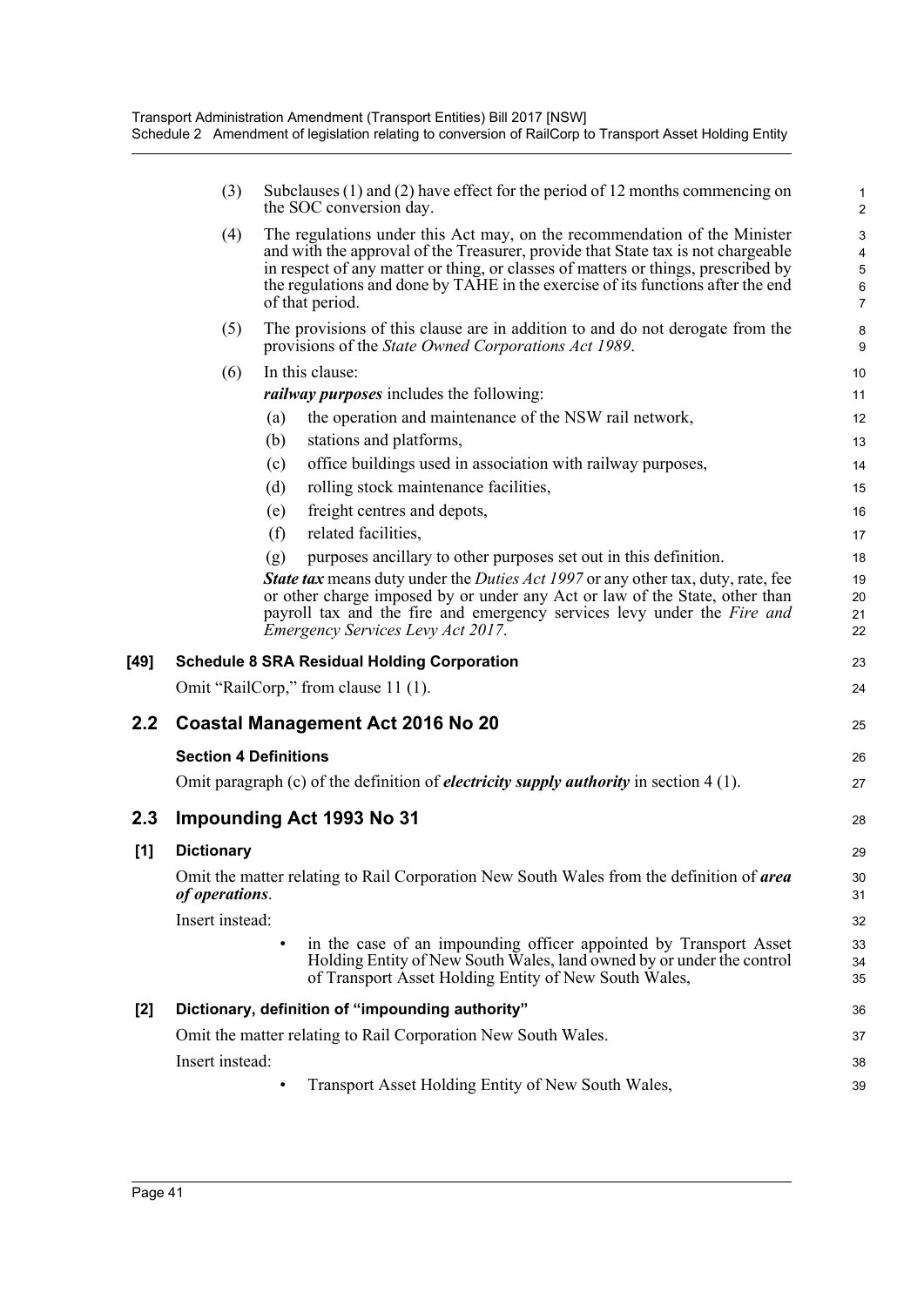(3) Subclauses (1) and (2) have effect for the period of 12 months commencing on the SOC conversion day.

(4) The regulations under this Act may, on the recommendation of the Minister and with the approval of the Treasurer, provide that State tax is not chargeable in respect of any matter or thing, or classes of matters or things, prescribed by the regulations and done by TAHE in the exercise of its functions after the end of that period.

(5) The provisions of this clause are in addition to and do not derogate from the provisions of the *State Owned Corporations Act 1989*.

(6) In this clause:

***railway purposes*** includes the following:

(a) the operation and maintenance of the NSW rail network,

(b) stations and platforms,

(c) office buildings used in association with railway purposes,

(d) rolling stock maintenance facilities,

(e) freight centres and depots,

(f) related facilities,

(g) purposes ancillary to other purposes set out in this definition.

***State tax*** means duty under the *Duties Act 1997* or any other tax, duty, rate, fee or other charge imposed by or under any Act or law of the State, other than payroll tax and the fire and emergency services levy under the *Fire and Emergency Services Levy Act 2017*.

**[49] Schedule 8 SRA Residual Holding Corporation**

Omit "RailCorp," from clause 11 (1).

## 2.2 Coastal Management Act 2016 No 20

**Section 4 Definitions**

Omit paragraph (c) of the definition of ***electricity supply authority*** in section 4 (1).

## 2.3 Impounding Act 1993 No 31

**[1] Dictionary**

Omit the matter relating to Rail Corporation New South Wales from the definition of ***area of operations***.

Insert instead:

- in the case of an impounding officer appointed by Transport Asset Holding Entity of New South Wales, land owned by or under the control of Transport Asset Holding Entity of New South Wales,

**[2] Dictionary, definition of "impounding authority"**

Omit the matter relating to Rail Corporation New South Wales.

Insert instead:

- Transport Asset Holding Entity of New South Wales,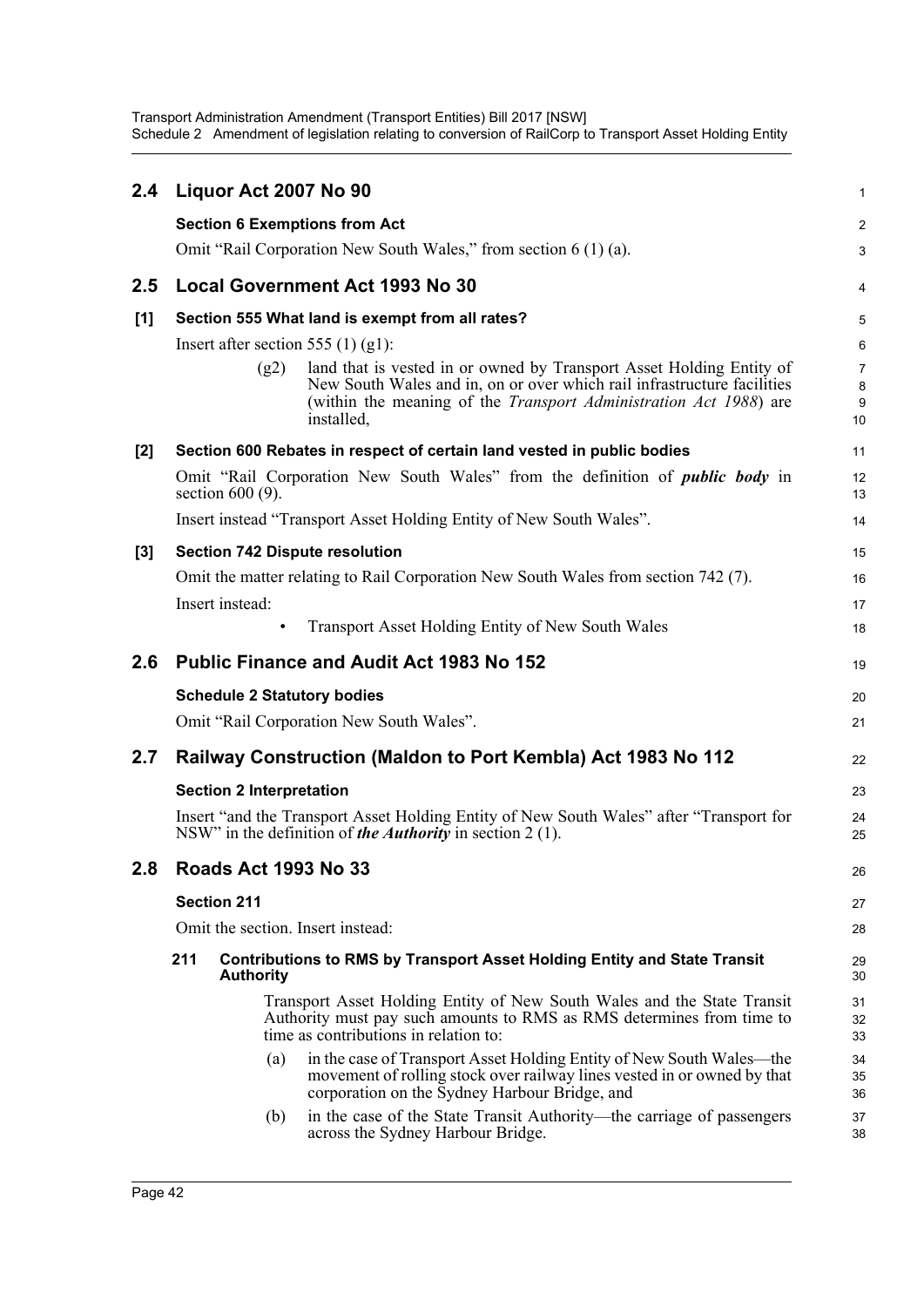## 2.4 Liquor Act 2007 No 90

**Section 6 Exemptions from Act**

Omit "Rail Corporation New South Wales," from section 6 (1) (a).

## 2.5 Local Government Act 1993 No 30

**[1] Section 555 What land is exempt from all rates?**

Insert after section 555 (1) (g1):

> (g2) land that is vested in or owned by Transport Asset Holding Entity of New South Wales and in, on or over which rail infrastructure facilities (within the meaning of the *Transport Administration Act 1988*) are installed,

**[2] Section 600 Rebates in respect of certain land vested in public bodies**

Omit "Rail Corporation New South Wales" from the definition of ***public body*** in section 600 (9).

Insert instead "Transport Asset Holding Entity of New South Wales".

**[3] Section 742 Dispute resolution**

Omit the matter relating to Rail Corporation New South Wales from section 742 (7).

Insert instead:

> • Transport Asset Holding Entity of New South Wales

## 2.6 Public Finance and Audit Act 1983 No 152

**Schedule 2 Statutory bodies**

Omit "Rail Corporation New South Wales".

## 2.7 Railway Construction (Maldon to Port Kembla) Act 1983 No 112

**Section 2 Interpretation**

Insert "and the Transport Asset Holding Entity of New South Wales" after "Transport for NSW" in the definition of ***the Authority*** in section 2 (1).

## 2.8 Roads Act 1993 No 33

**Section 211**

Omit the section. Insert instead:

> **211 Contributions to RMS by Transport Asset Holding Entity and State Transit Authority**
>
> Transport Asset Holding Entity of New South Wales and the State Transit Authority must pay such amounts to RMS as RMS determines from time to time as contributions in relation to:
>
> (a) in the case of Transport Asset Holding Entity of New South Wales—the movement of rolling stock over railway lines vested in or owned by that corporation on the Sydney Harbour Bridge, and
>
> (b) in the case of the State Transit Authority—the carriage of passengers across the Sydney Harbour Bridge.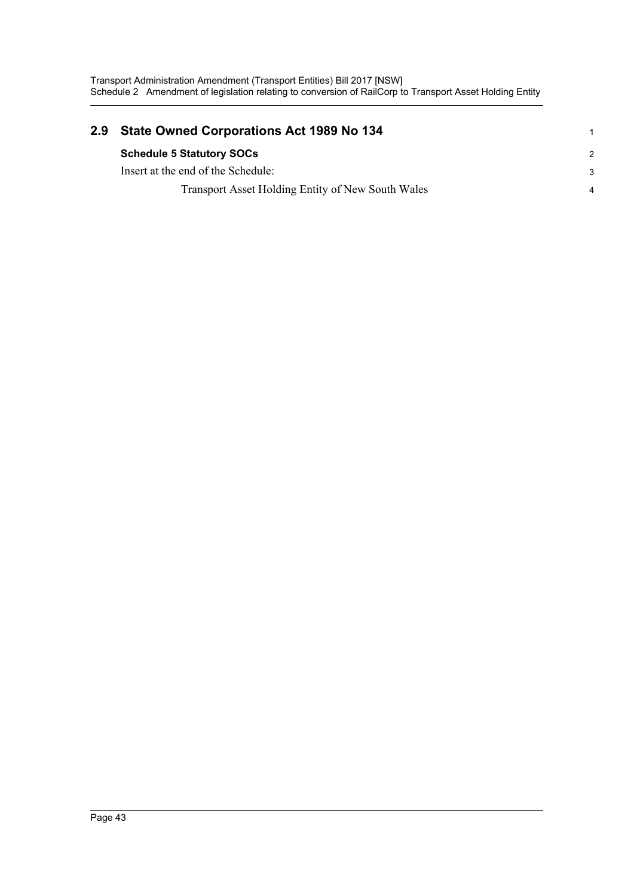## 2.9 State Owned Corporations Act 1989 No 134

**Schedule 5 Statutory SOCs**

Insert at the end of the Schedule:

Transport Asset Holding Entity of New South Wales